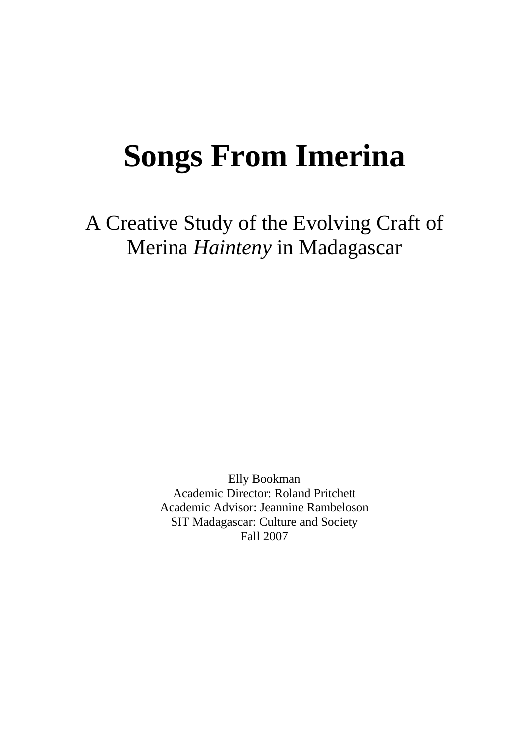# Songs From Imerina

## A Creative Study of the Evolving Craft of Merina *Hainteny* in Madagascar

Elly Bookman
Academic Director: Roland Pritchett
Academic Advisor: Jeannine Rambeloson
SIT Madagascar: Culture and Society
Fall 2007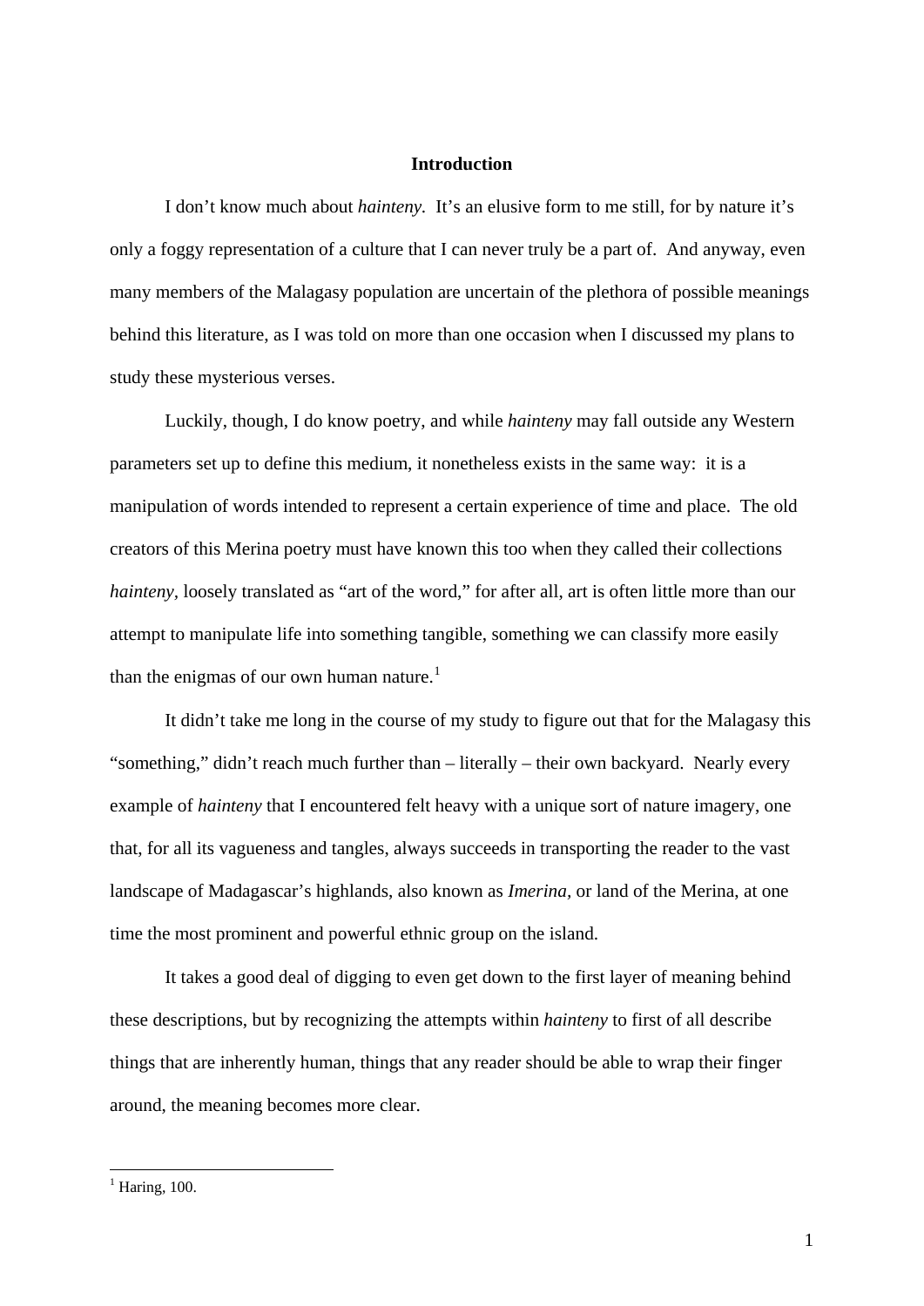# Introduction

I don't know much about *hainteny*. It's an elusive form to me still, for by nature it's only a foggy representation of a culture that I can never truly be a part of. And anyway, even many members of the Malagasy population are uncertain of the plethora of possible meanings behind this literature, as I was told on more than one occasion when I discussed my plans to study these mysterious verses.

Luckily, though, I do know poetry, and while *hainteny* may fall outside any Western parameters set up to define this medium, it nonetheless exists in the same way: it is a manipulation of words intended to represent a certain experience of time and place. The old creators of this Merina poetry must have known this too when they called their collections *hainteny*, loosely translated as "art of the word," for after all, art is often little more than our attempt to manipulate life into something tangible, something we can classify more easily than the enigmas of our own human nature.[1]

It didn't take me long in the course of my study to figure out that for the Malagasy this "something," didn't reach much further than – literally – their own backyard. Nearly every example of *hainteny* that I encountered felt heavy with a unique sort of nature imagery, one that, for all its vagueness and tangles, always succeeds in transporting the reader to the vast landscape of Madagascar's highlands, also known as *Imerina*, or land of the Merina, at one time the most prominent and powerful ethnic group on the island.

It takes a good deal of digging to even get down to the first layer of meaning behind these descriptions, but by recognizing the attempts within *hainteny* to first of all describe things that are inherently human, things that any reader should be able to wrap their finger around, the meaning becomes more clear.

---

[1] Haring, 100.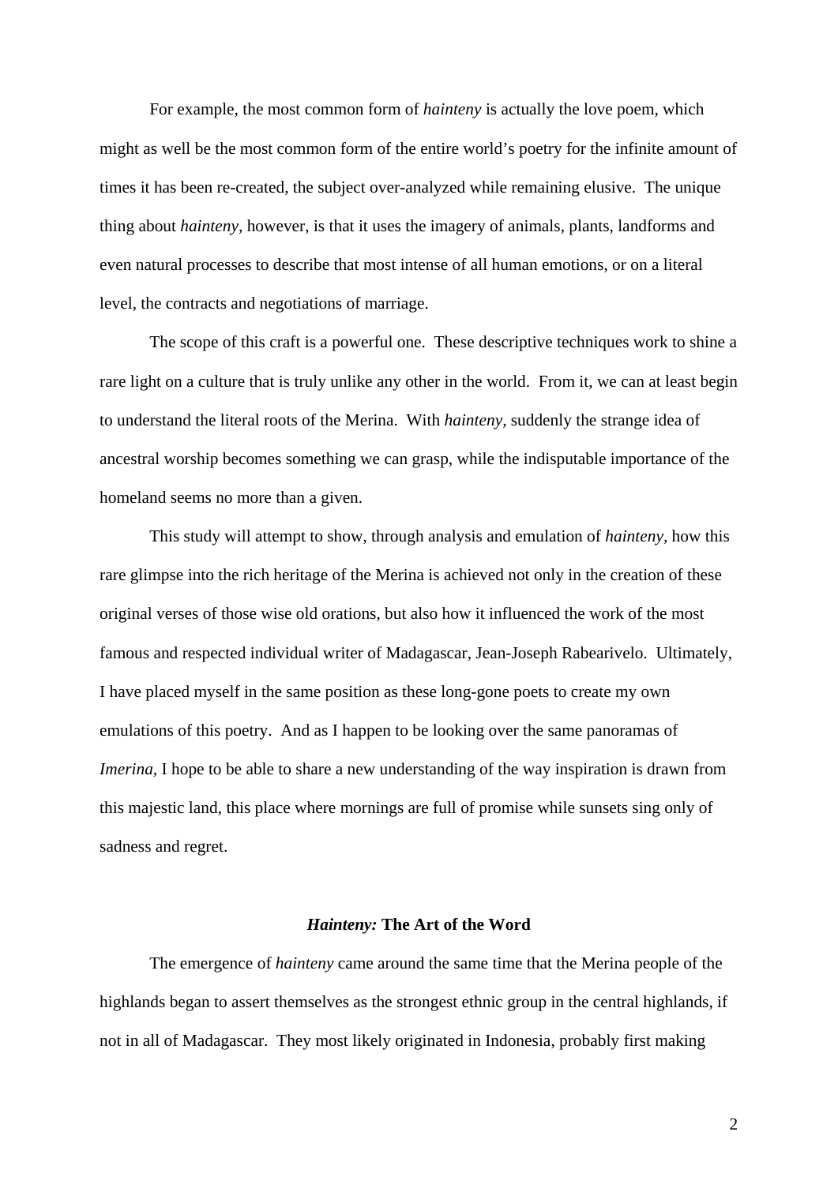For example, the most common form of *hainteny* is actually the love poem, which might as well be the most common form of the entire world's poetry for the infinite amount of times it has been re-created, the subject over-analyzed while remaining elusive. The unique thing about *hainteny,* however, is that it uses the imagery of animals, plants, landforms and even natural processes to describe that most intense of all human emotions, or on a literal level, the contracts and negotiations of marriage.

The scope of this craft is a powerful one. These descriptive techniques work to shine a rare light on a culture that is truly unlike any other in the world. From it, we can at least begin to understand the literal roots of the Merina. With *hainteny,* suddenly the strange idea of ancestral worship becomes something we can grasp, while the indisputable importance of the homeland seems no more than a given.

This study will attempt to show, through analysis and emulation of *hainteny,* how this rare glimpse into the rich heritage of the Merina is achieved not only in the creation of these original verses of those wise old orations, but also how it influenced the work of the most famous and respected individual writer of Madagascar, Jean-Joseph Rabearivelo. Ultimately, I have placed myself in the same position as these long-gone poets to create my own emulations of this poetry. And as I happen to be looking over the same panoramas of *Imerina,* I hope to be able to share a new understanding of the way inspiration is drawn from this majestic land, this place where mornings are full of promise while sunsets sing only of sadness and regret.

## *Hainteny:* The Art of the Word

The emergence of *hainteny* came around the same time that the Merina people of the highlands began to assert themselves as the strongest ethnic group in the central highlands, if not in all of Madagascar. They most likely originated in Indonesia, probably first making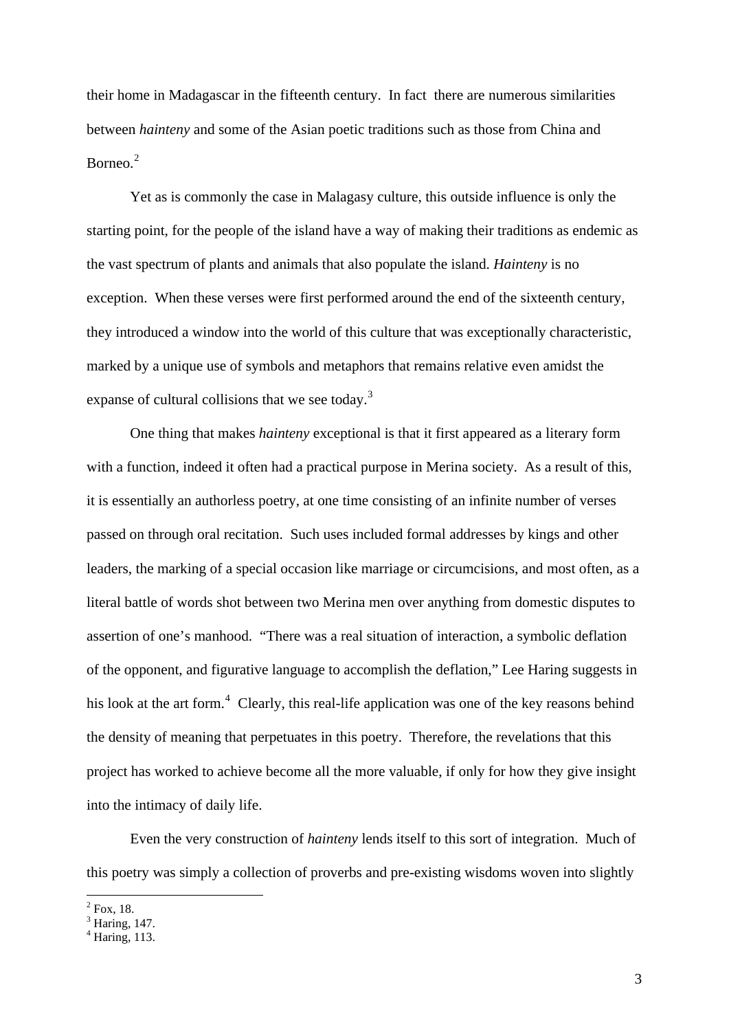their home in Madagascar in the fifteenth century. In fact there are numerous similarities between *hainteny* and some of the Asian poetic traditions such as those from China and Borneo.[2]

Yet as is commonly the case in Malagasy culture, this outside influence is only the starting point, for the people of the island have a way of making their traditions as endemic as the vast spectrum of plants and animals that also populate the island. *Hainteny* is no exception. When these verses were first performed around the end of the sixteenth century, they introduced a window into the world of this culture that was exceptionally characteristic, marked by a unique use of symbols and metaphors that remains relative even amidst the expanse of cultural collisions that we see today.[3]

One thing that makes *hainteny* exceptional is that it first appeared as a literary form with a function, indeed it often had a practical purpose in Merina society. As a result of this, it is essentially an authorless poetry, at one time consisting of an infinite number of verses passed on through oral recitation. Such uses included formal addresses by kings and other leaders, the marking of a special occasion like marriage or circumcisions, and most often, as a literal battle of words shot between two Merina men over anything from domestic disputes to assertion of one's manhood. "There was a real situation of interaction, a symbolic deflation of the opponent, and figurative language to accomplish the deflation," Lee Haring suggests in his look at the art form.[4] Clearly, this real-life application was one of the key reasons behind the density of meaning that perpetuates in this poetry. Therefore, the revelations that this project has worked to achieve become all the more valuable, if only for how they give insight into the intimacy of daily life.

Even the very construction of *hainteny* lends itself to this sort of integration. Much of this poetry was simply a collection of proverbs and pre-existing wisdoms woven into slightly

[2] Fox, 18.
[3] Haring, 147.
[4] Haring, 113.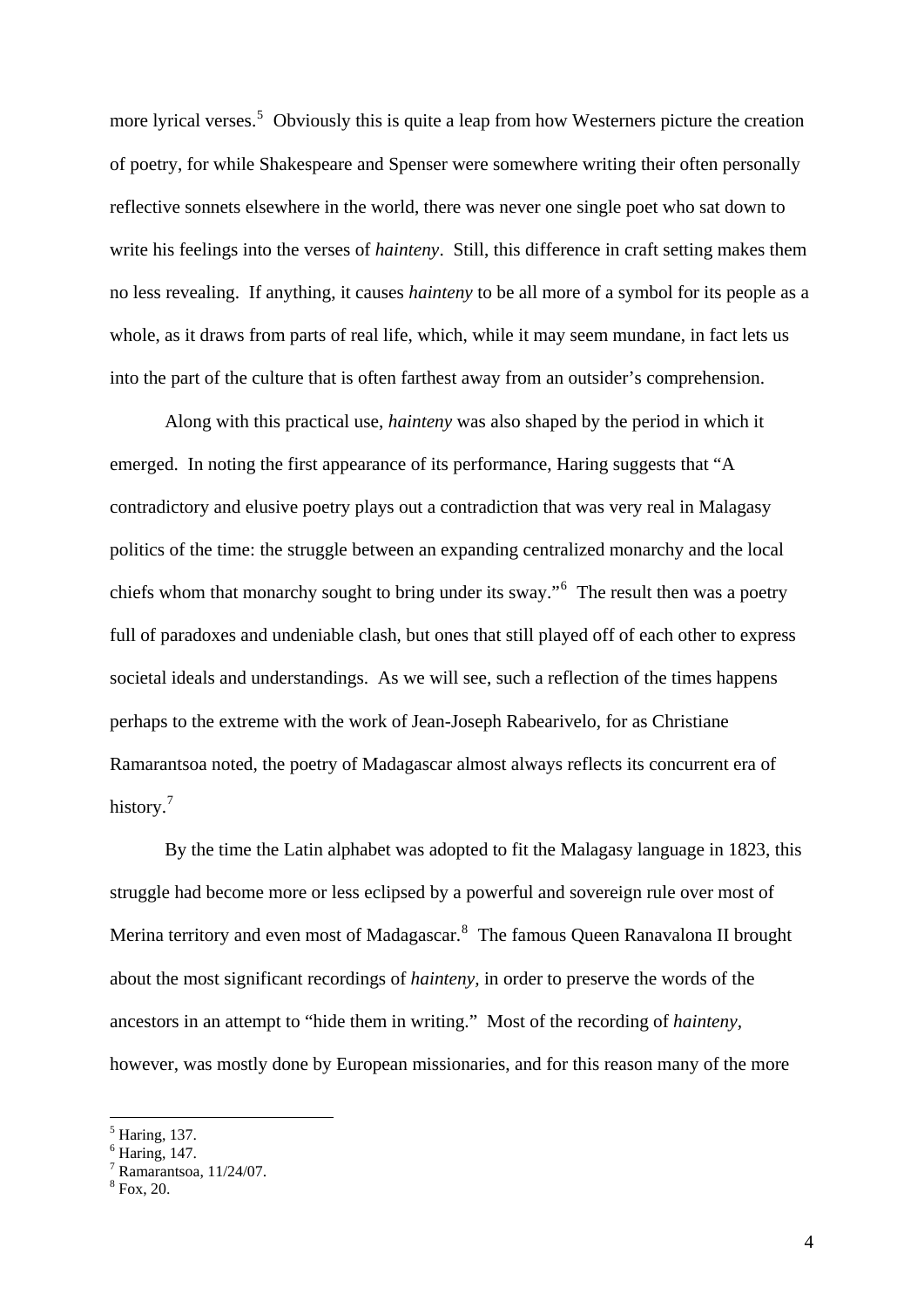more lyrical verses.[5] Obviously this is quite a leap from how Westerners picture the creation of poetry, for while Shakespeare and Spenser were somewhere writing their often personally reflective sonnets elsewhere in the world, there was never one single poet who sat down to write his feelings into the verses of *hainteny*. Still, this difference in craft setting makes them no less revealing. If anything, it causes *hainteny* to be all more of a symbol for its people as a whole, as it draws from parts of real life, which, while it may seem mundane, in fact lets us into the part of the culture that is often farthest away from an outsider's comprehension.

Along with this practical use, *hainteny* was also shaped by the period in which it emerged. In noting the first appearance of its performance, Haring suggests that "A contradictory and elusive poetry plays out a contradiction that was very real in Malagasy politics of the time: the struggle between an expanding centralized monarchy and the local chiefs whom that monarchy sought to bring under its sway."[6] The result then was a poetry full of paradoxes and undeniable clash, but ones that still played off of each other to express societal ideals and understandings. As we will see, such a reflection of the times happens perhaps to the extreme with the work of Jean-Joseph Rabearivelo, for as Christiane Ramarantsoa noted, the poetry of Madagascar almost always reflects its concurrent era of history.[7]

By the time the Latin alphabet was adopted to fit the Malagasy language in 1823, this struggle had become more or less eclipsed by a powerful and sovereign rule over most of Merina territory and even most of Madagascar.[8] The famous Queen Ranavalona II brought about the most significant recordings of *hainteny,* in order to preserve the words of the ancestors in an attempt to "hide them in writing." Most of the recording of *hainteny*, however, was mostly done by European missionaries, and for this reason many of the more

[5] Haring, 137.
[6] Haring, 147.
[7] Ramarantsoa, 11/24/07.
[8] Fox, 20.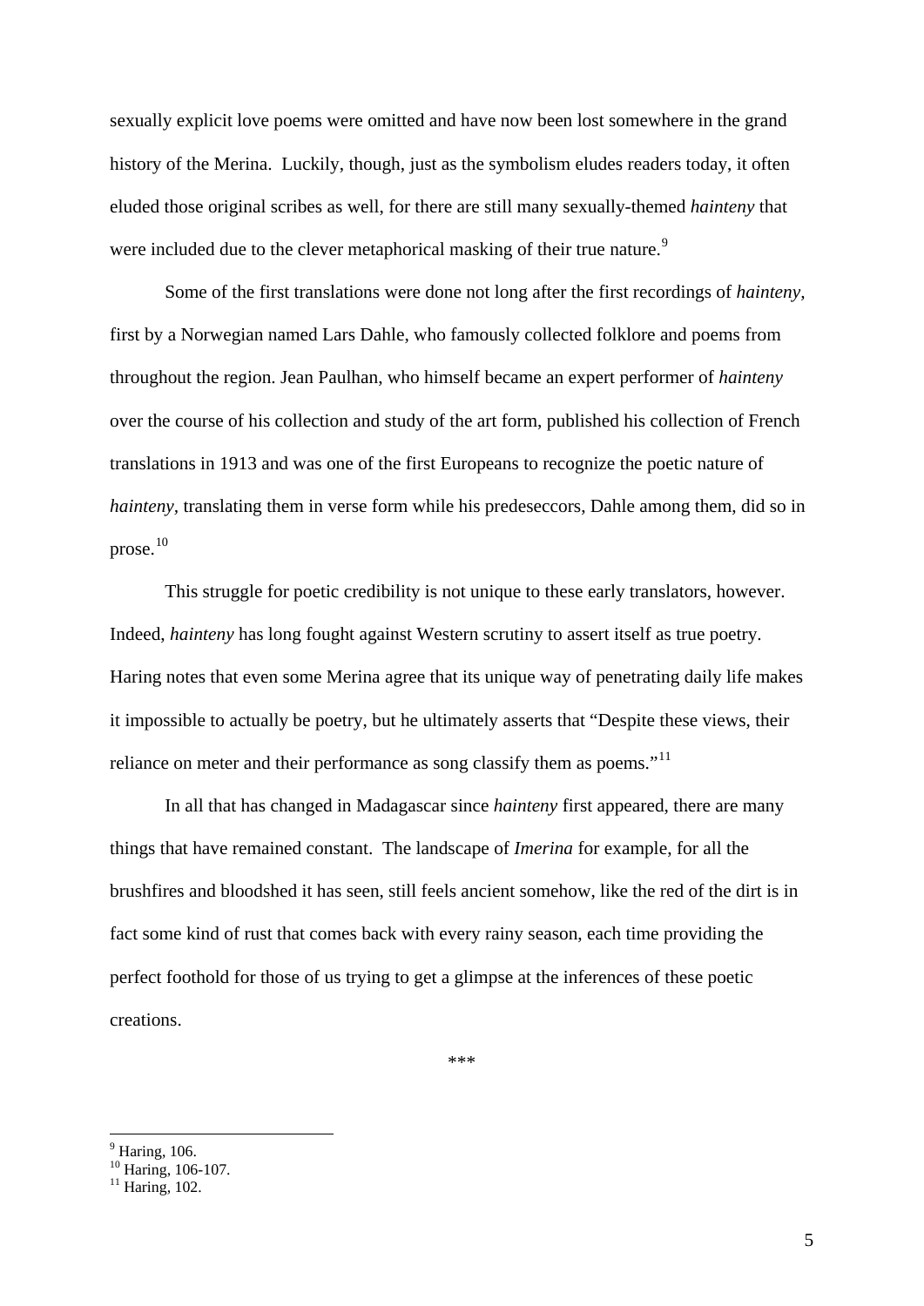sexually explicit love poems were omitted and have now been lost somewhere in the grand history of the Merina. Luckily, though, just as the symbolism eludes readers today, it often eluded those original scribes as well, for there are still many sexually-themed *hainteny* that were included due to the clever metaphorical masking of their true nature.[9]

Some of the first translations were done not long after the first recordings of *hainteny,* first by a Norwegian named Lars Dahle, who famously collected folklore and poems from throughout the region. Jean Paulhan, who himself became an expert performer of *hainteny* over the course of his collection and study of the art form, published his collection of French translations in 1913 and was one of the first Europeans to recognize the poetic nature of *hainteny,* translating them in verse form while his predeseccors, Dahle among them, did so in prose.[10]

This struggle for poetic credibility is not unique to these early translators, however. Indeed, *hainteny* has long fought against Western scrutiny to assert itself as true poetry. Haring notes that even some Merina agree that its unique way of penetrating daily life makes it impossible to actually be poetry, but he ultimately asserts that "Despite these views, their reliance on meter and their performance as song classify them as poems."[11]

In all that has changed in Madagascar since *hainteny* first appeared, there are many things that have remained constant. The landscape of *Imerina* for example, for all the brushfires and bloodshed it has seen, still feels ancient somehow, like the red of the dirt is in fact some kind of rust that comes back with every rainy season, each time providing the perfect foothold for those of us trying to get a glimpse at the inferences of these poetic creations.

***

[9] Haring, 106.
[10] Haring, 106-107.
[11] Haring, 102.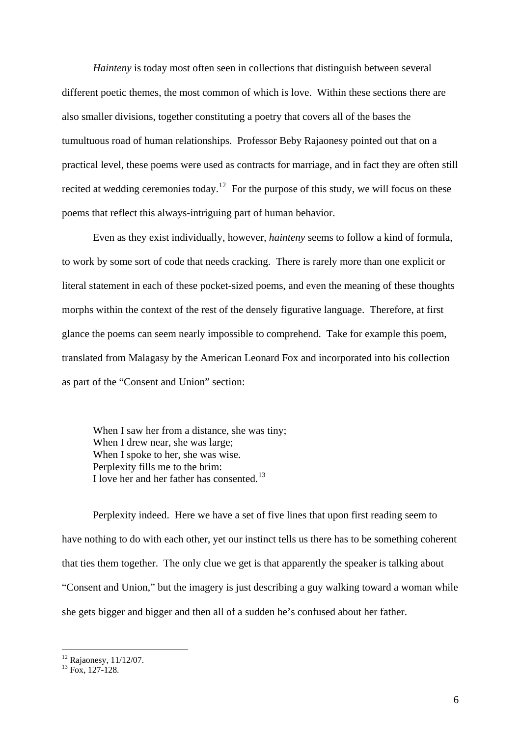*Hainteny* is today most often seen in collections that distinguish between several different poetic themes, the most common of which is love. Within these sections there are also smaller divisions, together constituting a poetry that covers all of the bases the tumultuous road of human relationships. Professor Beby Rajaonesy pointed out that on a practical level, these poems were used as contracts for marriage, and in fact they are often still recited at wedding ceremonies today.[12] For the purpose of this study, we will focus on these poems that reflect this always-intriguing part of human behavior.

Even as they exist individually, however, *hainteny* seems to follow a kind of formula, to work by some sort of code that needs cracking. There is rarely more than one explicit or literal statement in each of these pocket-sized poems, and even the meaning of these thoughts morphs within the context of the rest of the densely figurative language. Therefore, at first glance the poems can seem nearly impossible to comprehend. Take for example this poem, translated from Malagasy by the American Leonard Fox and incorporated into his collection as part of the "Consent and Union" section:

> When I saw her from a distance, she was tiny;
> When I drew near, she was large;
> When I spoke to her, she was wise.
> Perplexity fills me to the brim:
> I love her and her father has consented.[13]

Perplexity indeed. Here we have a set of five lines that upon first reading seem to have nothing to do with each other, yet our instinct tells us there has to be something coherent that ties them together. The only clue we get is that apparently the speaker is talking about "Consent and Union," but the imagery is just describing a guy walking toward a woman while she gets bigger and bigger and then all of a sudden he's confused about her father.

---

[12] Rajaonesy, 11/12/07.

[13] Fox, 127-128.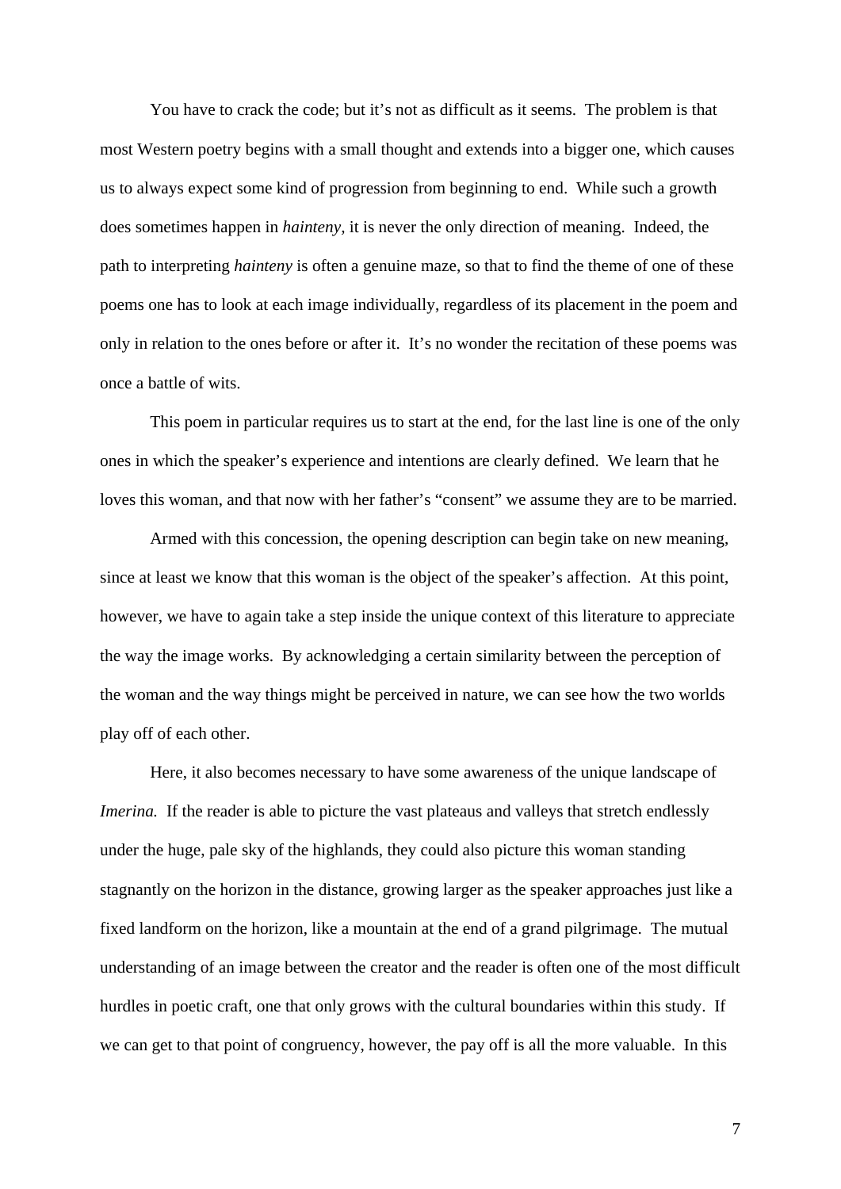You have to crack the code; but it's not as difficult as it seems. The problem is that most Western poetry begins with a small thought and extends into a bigger one, which causes us to always expect some kind of progression from beginning to end. While such a growth does sometimes happen in *hainteny,* it is never the only direction of meaning. Indeed, the path to interpreting *hainteny* is often a genuine maze, so that to find the theme of one of these poems one has to look at each image individually, regardless of its placement in the poem and only in relation to the ones before or after it. It's no wonder the recitation of these poems was once a battle of wits.

This poem in particular requires us to start at the end, for the last line is one of the only ones in which the speaker's experience and intentions are clearly defined. We learn that he loves this woman, and that now with her father's "consent" we assume they are to be married.

Armed with this concession, the opening description can begin take on new meaning, since at least we know that this woman is the object of the speaker's affection. At this point, however, we have to again take a step inside the unique context of this literature to appreciate the way the image works. By acknowledging a certain similarity between the perception of the woman and the way things might be perceived in nature, we can see how the two worlds play off of each other.

Here, it also becomes necessary to have some awareness of the unique landscape of *Imerina.* If the reader is able to picture the vast plateaus and valleys that stretch endlessly under the huge, pale sky of the highlands, they could also picture this woman standing stagnantly on the horizon in the distance, growing larger as the speaker approaches just like a fixed landform on the horizon, like a mountain at the end of a grand pilgrimage. The mutual understanding of an image between the creator and the reader is often one of the most difficult hurdles in poetic craft, one that only grows with the cultural boundaries within this study. If we can get to that point of congruency, however, the pay off is all the more valuable. In this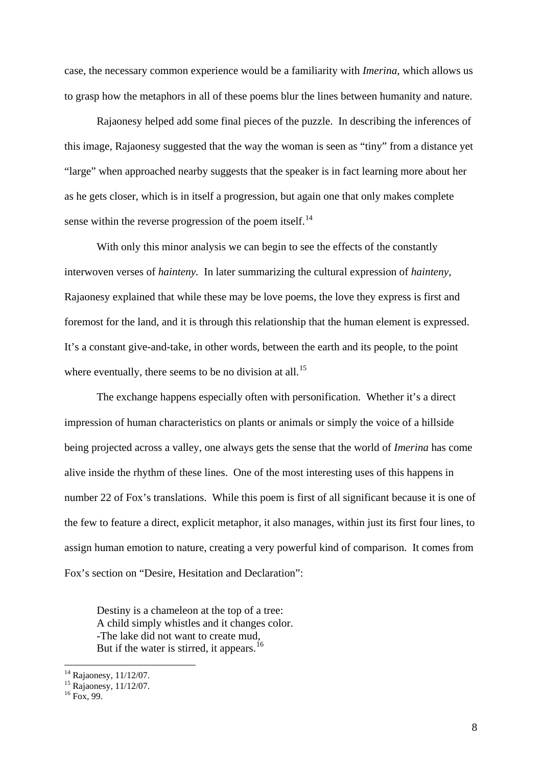case, the necessary common experience would be a familiarity with *Imerina*, which allows us to grasp how the metaphors in all of these poems blur the lines between humanity and nature.

Rajaonesy helped add some final pieces of the puzzle. In describing the inferences of this image, Rajaonesy suggested that the way the woman is seen as "tiny" from a distance yet "large" when approached nearby suggests that the speaker is in fact learning more about her as he gets closer, which is in itself a progression, but again one that only makes complete sense within the reverse progression of the poem itself.[14]

With only this minor analysis we can begin to see the effects of the constantly interwoven verses of *hainteny*. In later summarizing the cultural expression of *hainteny*, Rajaonesy explained that while these may be love poems, the love they express is first and foremost for the land, and it is through this relationship that the human element is expressed. It's a constant give-and-take, in other words, between the earth and its people, to the point where eventually, there seems to be no division at all.[15]

The exchange happens especially often with personification. Whether it's a direct impression of human characteristics on plants or animals or simply the voice of a hillside being projected across a valley, one always gets the sense that the world of *Imerina* has come alive inside the rhythm of these lines. One of the most interesting uses of this happens in number 22 of Fox's translations. While this poem is first of all significant because it is one of the few to feature a direct, explicit metaphor, it also manages, within just its first four lines, to assign human emotion to nature, creating a very powerful kind of comparison. It comes from Fox's section on "Desire, Hesitation and Declaration":

> Destiny is a chameleon at the top of a tree:
> A child simply whistles and it changes color.
> -The lake did not want to create mud,
> But if the water is stirred, it appears.[16]

---

[14] Rajaonesy, 11/12/07.
[15] Rajaonesy, 11/12/07.
[16] Fox, 99.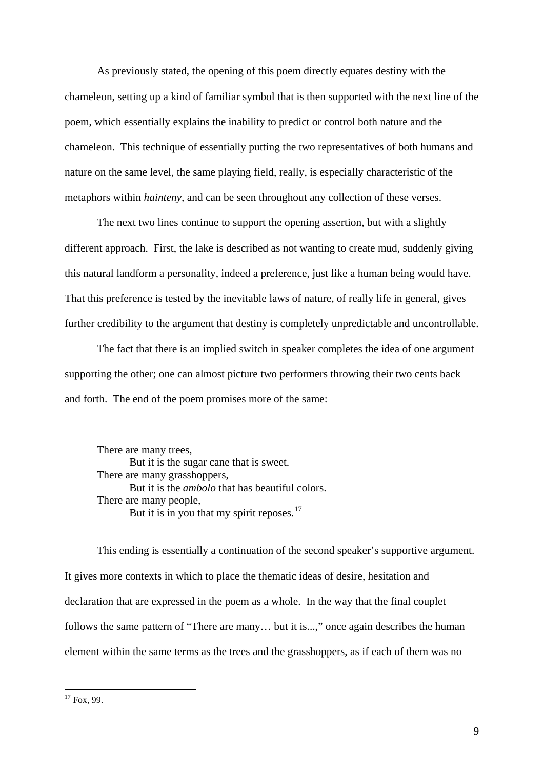As previously stated, the opening of this poem directly equates destiny with the chameleon, setting up a kind of familiar symbol that is then supported with the next line of the poem, which essentially explains the inability to predict or control both nature and the chameleon. This technique of essentially putting the two representatives of both humans and nature on the same level, the same playing field, really, is especially characteristic of the metaphors within *hainteny,* and can be seen throughout any collection of these verses.

The next two lines continue to support the opening assertion, but with a slightly different approach. First, the lake is described as not wanting to create mud, suddenly giving this natural landform a personality, indeed a preference, just like a human being would have. That this preference is tested by the inevitable laws of nature, of really life in general, gives further credibility to the argument that destiny is completely unpredictable and uncontrollable.

The fact that there is an implied switch in speaker completes the idea of one argument supporting the other; one can almost picture two performers throwing their two cents back and forth. The end of the poem promises more of the same:

> There are many trees,
> &nbsp;&nbsp;&nbsp;&nbsp;&nbsp;&nbsp;&nbsp;&nbsp;But it is the sugar cane that is sweet.
> There are many grasshoppers,
> &nbsp;&nbsp;&nbsp;&nbsp;&nbsp;&nbsp;&nbsp;&nbsp;But it is the *ambolo* that has beautiful colors.
> There are many people,
> &nbsp;&nbsp;&nbsp;&nbsp;&nbsp;&nbsp;&nbsp;&nbsp;But it is in you that my spirit reposes.[17]

This ending is essentially a continuation of the second speaker's supportive argument. It gives more contexts in which to place the thematic ideas of desire, hesitation and declaration that are expressed in the poem as a whole. In the way that the final couplet follows the same pattern of "There are many… but it is...," once again describes the human element within the same terms as the trees and the grasshoppers, as if each of them was no

[17] Fox, 99.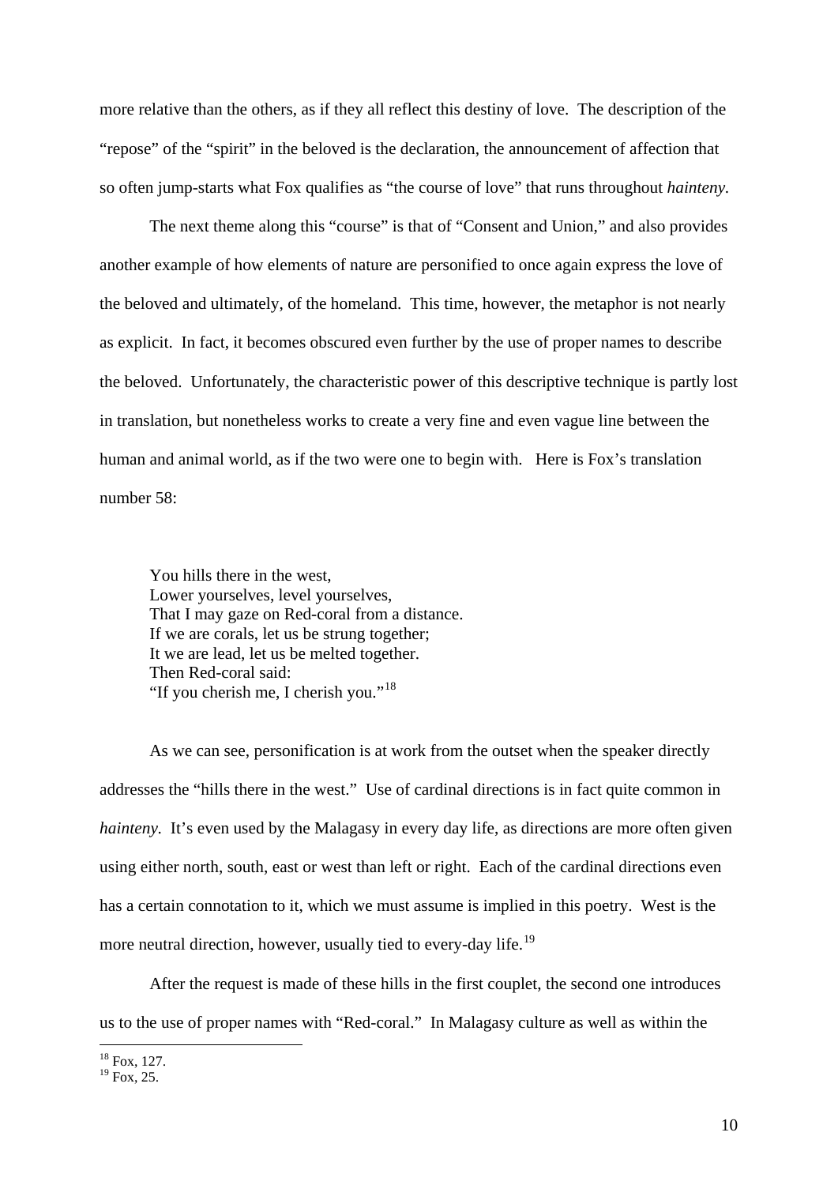more relative than the others, as if they all reflect this destiny of love. The description of the "repose" of the "spirit" in the beloved is the declaration, the announcement of affection that so often jump-starts what Fox qualifies as "the course of love" that runs throughout *hainteny*.

The next theme along this "course" is that of "Consent and Union," and also provides another example of how elements of nature are personified to once again express the love of the beloved and ultimately, of the homeland. This time, however, the metaphor is not nearly as explicit. In fact, it becomes obscured even further by the use of proper names to describe the beloved. Unfortunately, the characteristic power of this descriptive technique is partly lost in translation, but nonetheless works to create a very fine and even vague line between the human and animal world, as if the two were one to begin with. Here is Fox's translation number 58:

> You hills there in the west,
> Lower yourselves, level yourselves,
> That I may gaze on Red-coral from a distance.
> If we are corals, let us be strung together;
> It we are lead, let us be melted together.
> Then Red-coral said:
> "If you cherish me, I cherish you."[18]

As we can see, personification is at work from the outset when the speaker directly addresses the "hills there in the west." Use of cardinal directions is in fact quite common in *hainteny*. It's even used by the Malagasy in every day life, as directions are more often given using either north, south, east or west than left or right. Each of the cardinal directions even has a certain connotation to it, which we must assume is implied in this poetry. West is the more neutral direction, however, usually tied to every-day life.[19]

After the request is made of these hills in the first couplet, the second one introduces us to the use of proper names with "Red-coral." In Malagasy culture as well as within the

[18] Fox, 127.
[19] Fox, 25.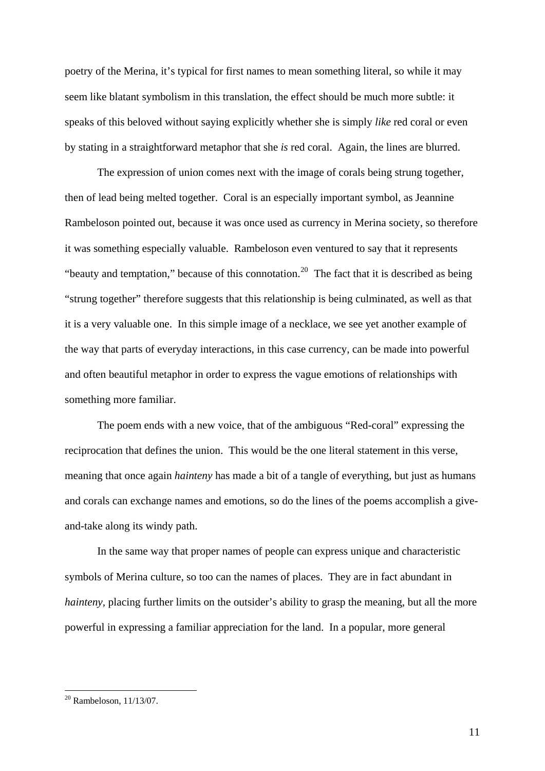poetry of the Merina, it's typical for first names to mean something literal, so while it may seem like blatant symbolism in this translation, the effect should be much more subtle: it speaks of this beloved without saying explicitly whether she is simply *like* red coral or even by stating in a straightforward metaphor that she *is* red coral. Again, the lines are blurred.

The expression of union comes next with the image of corals being strung together, then of lead being melted together. Coral is an especially important symbol, as Jeannine Rambeloson pointed out, because it was once used as currency in Merina society, so therefore it was something especially valuable. Rambeloson even ventured to say that it represents "beauty and temptation," because of this connotation.[20] The fact that it is described as being "strung together" therefore suggests that this relationship is being culminated, as well as that it is a very valuable one. In this simple image of a necklace, we see yet another example of the way that parts of everyday interactions, in this case currency, can be made into powerful and often beautiful metaphor in order to express the vague emotions of relationships with something more familiar.

The poem ends with a new voice, that of the ambiguous "Red-coral" expressing the reciprocation that defines the union. This would be the one literal statement in this verse, meaning that once again *hainteny* has made a bit of a tangle of everything, but just as humans and corals can exchange names and emotions, so do the lines of the poems accomplish a give-and-take along its windy path.

In the same way that proper names of people can express unique and characteristic symbols of Merina culture, so too can the names of places. They are in fact abundant in *hainteny*, placing further limits on the outsider's ability to grasp the meaning, but all the more powerful in expressing a familiar appreciation for the land. In a popular, more general

[20] Rambeloson, 11/13/07.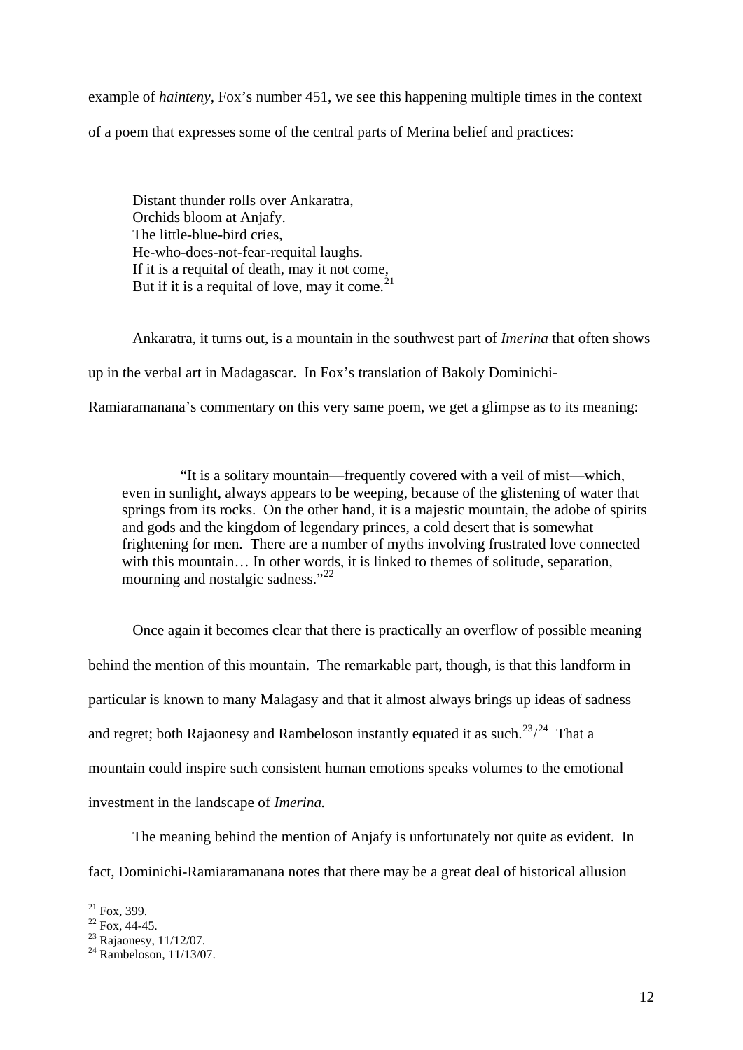example of *hainteny,* Fox's number 451, we see this happening multiple times in the context of a poem that expresses some of the central parts of Merina belief and practices:

> Distant thunder rolls over Ankaratra,
> Orchids bloom at Anjafy.
> The little-blue-bird cries,
> He-who-does-not-fear-requital laughs.
> If it is a requital of death, may it not come,
> But if it is a requital of love, may it come.[21]

Ankaratra, it turns out, is a mountain in the southwest part of *Imerina* that often shows up in the verbal art in Madagascar. In Fox's translation of Bakoly Dominichi-Ramiaramanana's commentary on this very same poem, we get a glimpse as to its meaning:

> "It is a solitary mountain—frequently covered with a veil of mist—which, even in sunlight, always appears to be weeping, because of the glistening of water that springs from its rocks. On the other hand, it is a majestic mountain, the adobe of spirits and gods and the kingdom of legendary princes, a cold desert that is somewhat frightening for men. There are a number of myths involving frustrated love connected with this mountain… In other words, it is linked to themes of solitude, separation, mourning and nostalgic sadness."[22]

Once again it becomes clear that there is practically an overflow of possible meaning behind the mention of this mountain. The remarkable part, though, is that this landform in particular is known to many Malagasy and that it almost always brings up ideas of sadness and regret; both Rajaonesy and Rambeloson instantly equated it as such.[23]/[24] That a mountain could inspire such consistent human emotions speaks volumes to the emotional investment in the landscape of *Imerina.*

The meaning behind the mention of Anjafy is unfortunately not quite as evident. In fact, Dominichi-Ramiaramanana notes that there may be a great deal of historical allusion

---

[21] Fox, 399.
[22] Fox, 44-45.
[23] Rajaonesy, 11/12/07.
[24] Rambeloson, 11/13/07.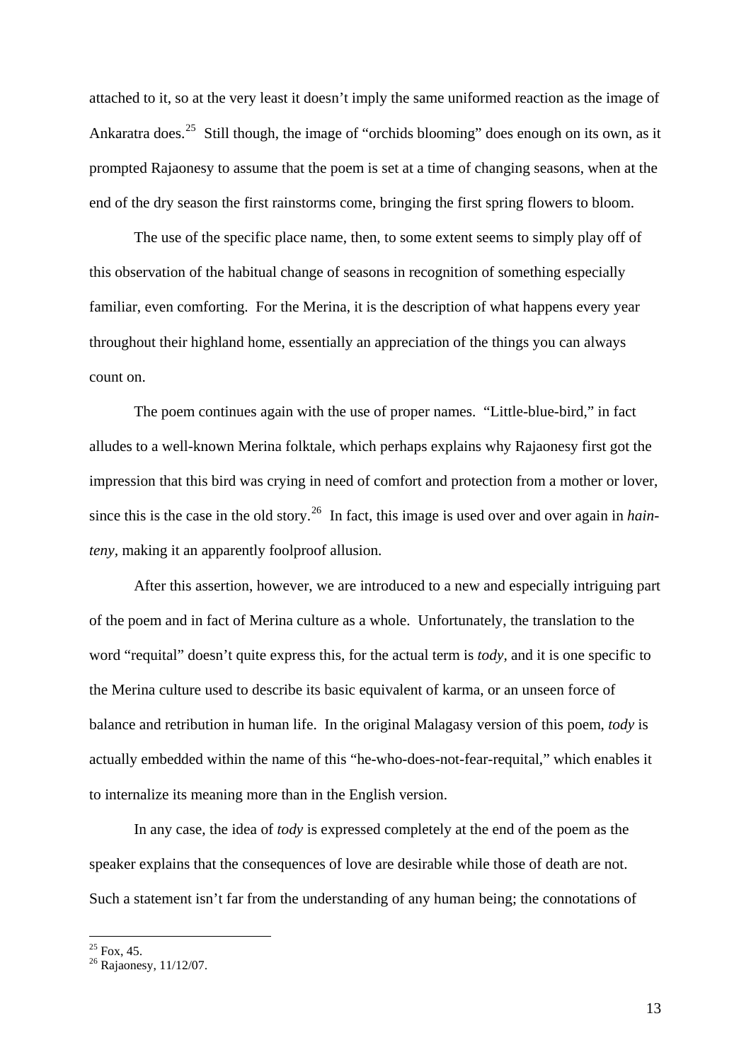attached to it, so at the very least it doesn't imply the same uniformed reaction as the image of Ankaratra does.[25] Still though, the image of "orchids blooming" does enough on its own, as it prompted Rajaonesy to assume that the poem is set at a time of changing seasons, when at the end of the dry season the first rainstorms come, bringing the first spring flowers to bloom.

The use of the specific place name, then, to some extent seems to simply play off of this observation of the habitual change of seasons in recognition of something especially familiar, even comforting. For the Merina, it is the description of what happens every year throughout their highland home, essentially an appreciation of the things you can always count on.

The poem continues again with the use of proper names. "Little-blue-bird," in fact alludes to a well-known Merina folktale, which perhaps explains why Rajaonesy first got the impression that this bird was crying in need of comfort and protection from a mother or lover, since this is the case in the old story.[26] In fact, this image is used over and over again in *hain-teny*, making it an apparently foolproof allusion.

After this assertion, however, we are introduced to a new and especially intriguing part of the poem and in fact of Merina culture as a whole. Unfortunately, the translation to the word "requital" doesn't quite express this, for the actual term is *tody*, and it is one specific to the Merina culture used to describe its basic equivalent of karma, or an unseen force of balance and retribution in human life. In the original Malagasy version of this poem, *tody* is actually embedded within the name of this "he-who-does-not-fear-requital," which enables it to internalize its meaning more than in the English version.

In any case, the idea of *tody* is expressed completely at the end of the poem as the speaker explains that the consequences of love are desirable while those of death are not. Such a statement isn't far from the understanding of any human being; the connotations of

[25] Fox, 45.
[26] Rajaonesy, 11/12/07.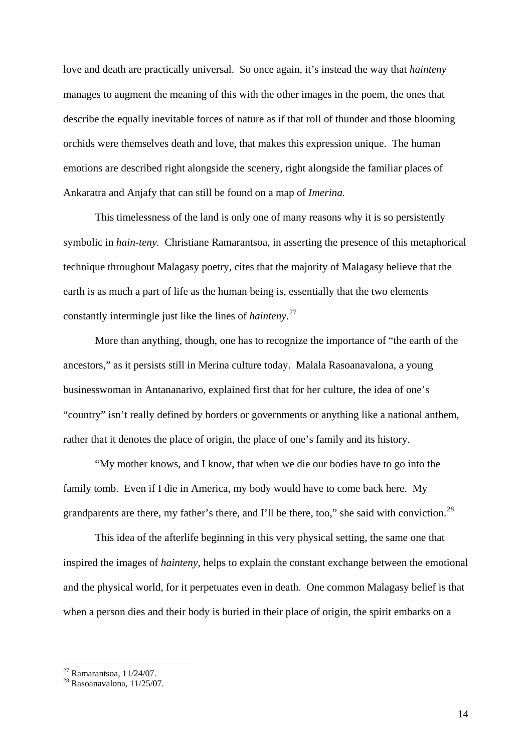love and death are practically universal. So once again, it's instead the way that *hainteny* manages to augment the meaning of this with the other images in the poem, the ones that describe the equally inevitable forces of nature as if that roll of thunder and those blooming orchids were themselves death and love, that makes this expression unique. The human emotions are described right alongside the scenery, right alongside the familiar places of Ankaratra and Anjafy that can still be found on a map of *Imerina.*

This timelessness of the land is only one of many reasons why it is so persistently symbolic in *hain-teny.* Christiane Ramarantsoa, in asserting the presence of this metaphorical technique throughout Malagasy poetry, cites that the majority of Malagasy believe that the earth is as much a part of life as the human being is, essentially that the two elements constantly intermingle just like the lines of *hainteny*.[27]

More than anything, though, one has to recognize the importance of "the earth of the ancestors," as it persists still in Merina culture today. Malala Rasoanavalona, a young businesswoman in Antananarivo, explained first that for her culture, the idea of one's "country" isn't really defined by borders or governments or anything like a national anthem, rather that it denotes the place of origin, the place of one's family and its history.

"My mother knows, and I know, that when we die our bodies have to go into the family tomb. Even if I die in America, my body would have to come back here. My grandparents are there, my father's there, and I'll be there, too," she said with conviction.[28]

This idea of the afterlife beginning in this very physical setting, the same one that inspired the images of *hainteny,* helps to explain the constant exchange between the emotional and the physical world, for it perpetuates even in death. One common Malagasy belief is that when a person dies and their body is buried in their place of origin, the spirit embarks on a

---

[27] Ramarantsoa, 11/24/07.
[28] Rasoanavalona, 11/25/07.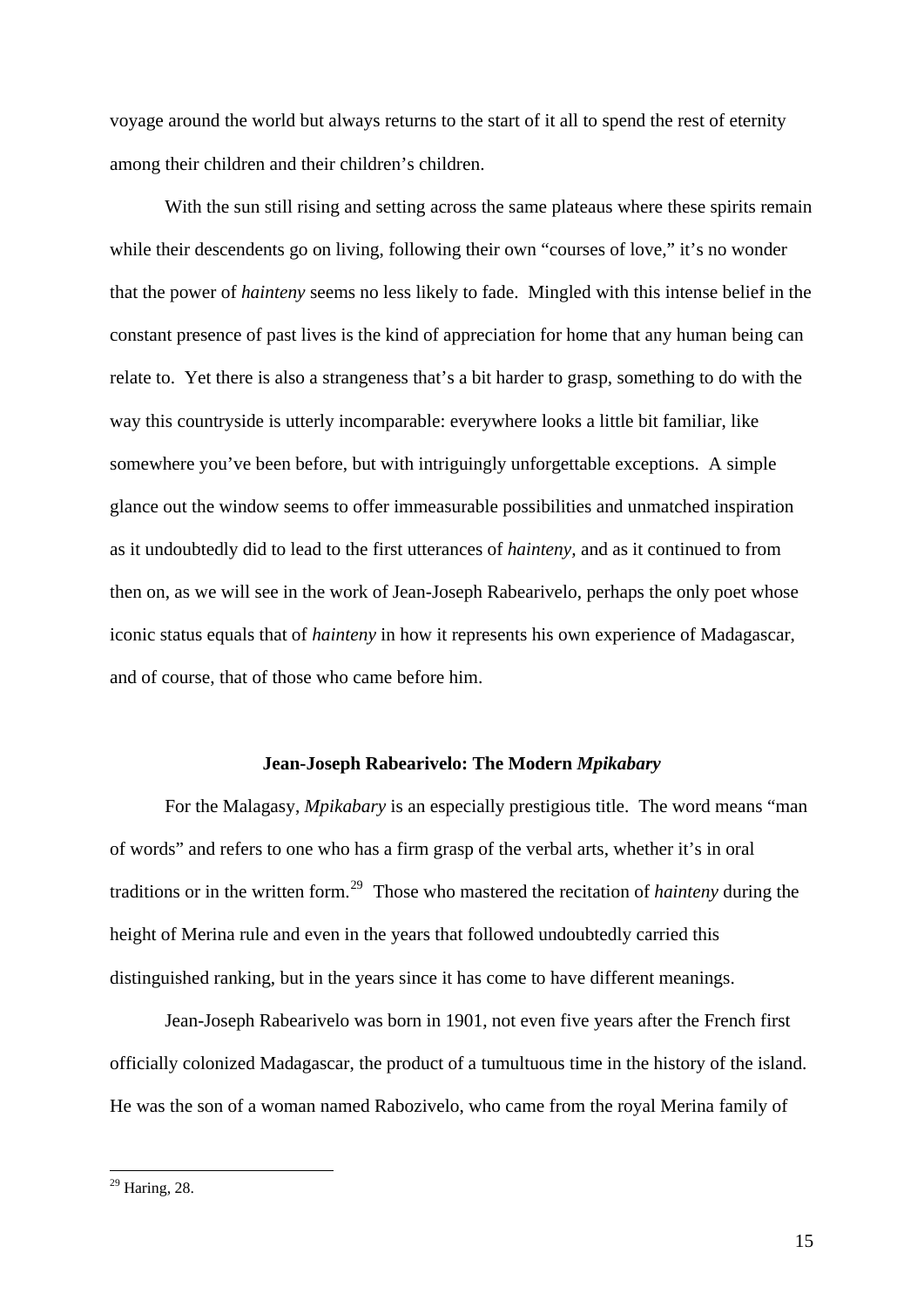voyage around the world but always returns to the start of it all to spend the rest of eternity among their children and their children's children.

With the sun still rising and setting across the same plateaus where these spirits remain while their descendents go on living, following their own "courses of love," it's no wonder that the power of *hainteny* seems no less likely to fade. Mingled with this intense belief in the constant presence of past lives is the kind of appreciation for home that any human being can relate to. Yet there is also a strangeness that's a bit harder to grasp, something to do with the way this countryside is utterly incomparable: everywhere looks a little bit familiar, like somewhere you've been before, but with intriguingly unforgettable exceptions. A simple glance out the window seems to offer immeasurable possibilities and unmatched inspiration as it undoubtedly did to lead to the first utterances of *hainteny,* and as it continued to from then on, as we will see in the work of Jean-Joseph Rabearivelo, perhaps the only poet whose iconic status equals that of *hainteny* in how it represents his own experience of Madagascar, and of course, that of those who came before him.

### Jean-Joseph Rabearivelo: The Modern *Mpikabary*

For the Malagasy, *Mpikabary* is an especially prestigious title. The word means "man of words" and refers to one who has a firm grasp of the verbal arts, whether it's in oral traditions or in the written form.[29] Those who mastered the recitation of *hainteny* during the height of Merina rule and even in the years that followed undoubtedly carried this distinguished ranking, but in the years since it has come to have different meanings.

Jean-Joseph Rabearivelo was born in 1901, not even five years after the French first officially colonized Madagascar, the product of a tumultuous time in the history of the island. He was the son of a woman named Rabozivelo, who came from the royal Merina family of

[29] Haring, 28.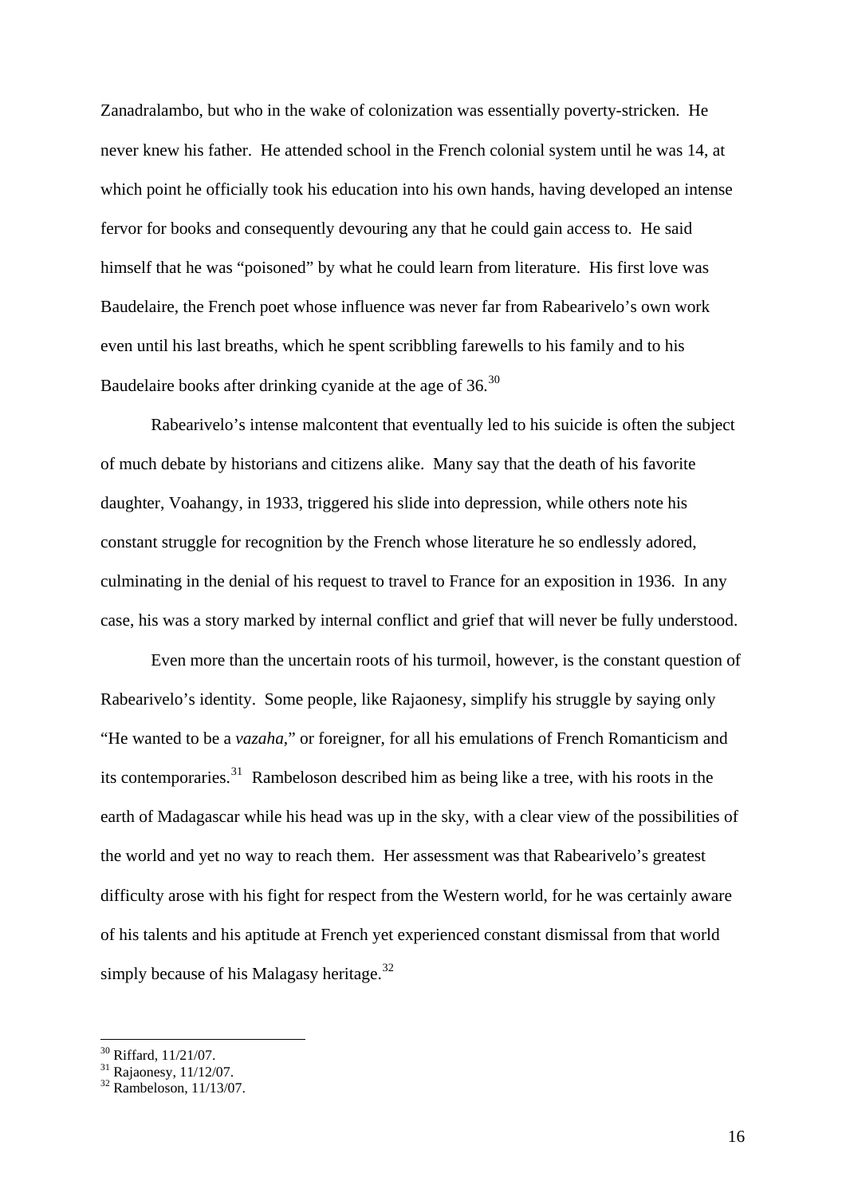Zanadralambo, but who in the wake of colonization was essentially poverty-stricken. He never knew his father. He attended school in the French colonial system until he was 14, at which point he officially took his education into his own hands, having developed an intense fervor for books and consequently devouring any that he could gain access to. He said himself that he was "poisoned" by what he could learn from literature. His first love was Baudelaire, the French poet whose influence was never far from Rabearivelo's own work even until his last breaths, which he spent scribbling farewells to his family and to his Baudelaire books after drinking cyanide at the age of 36.[30]

Rabearivelo's intense malcontent that eventually led to his suicide is often the subject of much debate by historians and citizens alike. Many say that the death of his favorite daughter, Voahangy, in 1933, triggered his slide into depression, while others note his constant struggle for recognition by the French whose literature he so endlessly adored, culminating in the denial of his request to travel to France for an exposition in 1936. In any case, his was a story marked by internal conflict and grief that will never be fully understood.

Even more than the uncertain roots of his turmoil, however, is the constant question of Rabearivelo's identity. Some people, like Rajaonesy, simplify his struggle by saying only "He wanted to be a *vazaha*," or foreigner, for all his emulations of French Romanticism and its contemporaries.[31] Rambeloson described him as being like a tree, with his roots in the earth of Madagascar while his head was up in the sky, with a clear view of the possibilities of the world and yet no way to reach them. Her assessment was that Rabearivelo's greatest difficulty arose with his fight for respect from the Western world, for he was certainly aware of his talents and his aptitude at French yet experienced constant dismissal from that world simply because of his Malagasy heritage.[32]

---

[30] Riffard, 11/21/07.

[31] Rajaonesy, 11/12/07.

[32] Rambeloson, 11/13/07.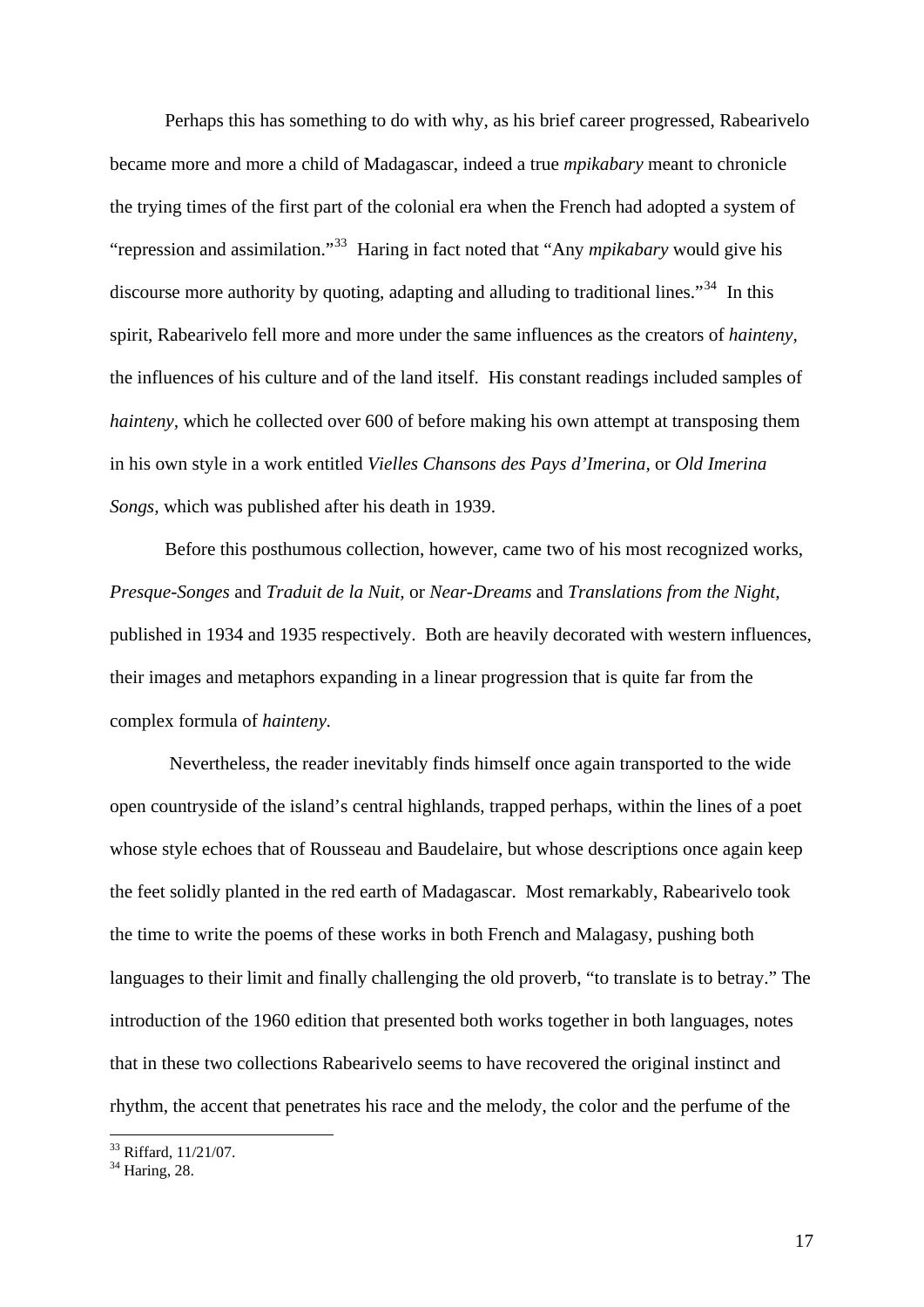Perhaps this has something to do with why, as his brief career progressed, Rabearivelo became more and more a child of Madagascar, indeed a true *mpikabary* meant to chronicle the trying times of the first part of the colonial era when the French had adopted a system of "repression and assimilation."[33] Haring in fact noted that "Any *mpikabary* would give his discourse more authority by quoting, adapting and alluding to traditional lines."[34] In this spirit, Rabearivelo fell more and more under the same influences as the creators of *hainteny*, the influences of his culture and of the land itself. His constant readings included samples of *hainteny*, which he collected over 600 of before making his own attempt at transposing them in his own style in a work entitled *Vielles Chansons des Pays d'Imerina*, or *Old Imerina Songs*, which was published after his death in 1939.

Before this posthumous collection, however, came two of his most recognized works, *Presque-Songes* and *Traduit de la Nuit*, or *Near-Dreams* and *Translations from the Night*, published in 1934 and 1935 respectively. Both are heavily decorated with western influences, their images and metaphors expanding in a linear progression that is quite far from the complex formula of *hainteny*.

Nevertheless, the reader inevitably finds himself once again transported to the wide open countryside of the island's central highlands, trapped perhaps, within the lines of a poet whose style echoes that of Rousseau and Baudelaire, but whose descriptions once again keep the feet solidly planted in the red earth of Madagascar. Most remarkably, Rabearivelo took the time to write the poems of these works in both French and Malagasy, pushing both languages to their limit and finally challenging the old proverb, "to translate is to betray." The introduction of the 1960 edition that presented both works together in both languages, notes that in these two collections Rabearivelo seems to have recovered the original instinct and rhythm, the accent that penetrates his race and the melody, the color and the perfume of the

[33] Riffard, 11/21/07.
[34] Haring, 28.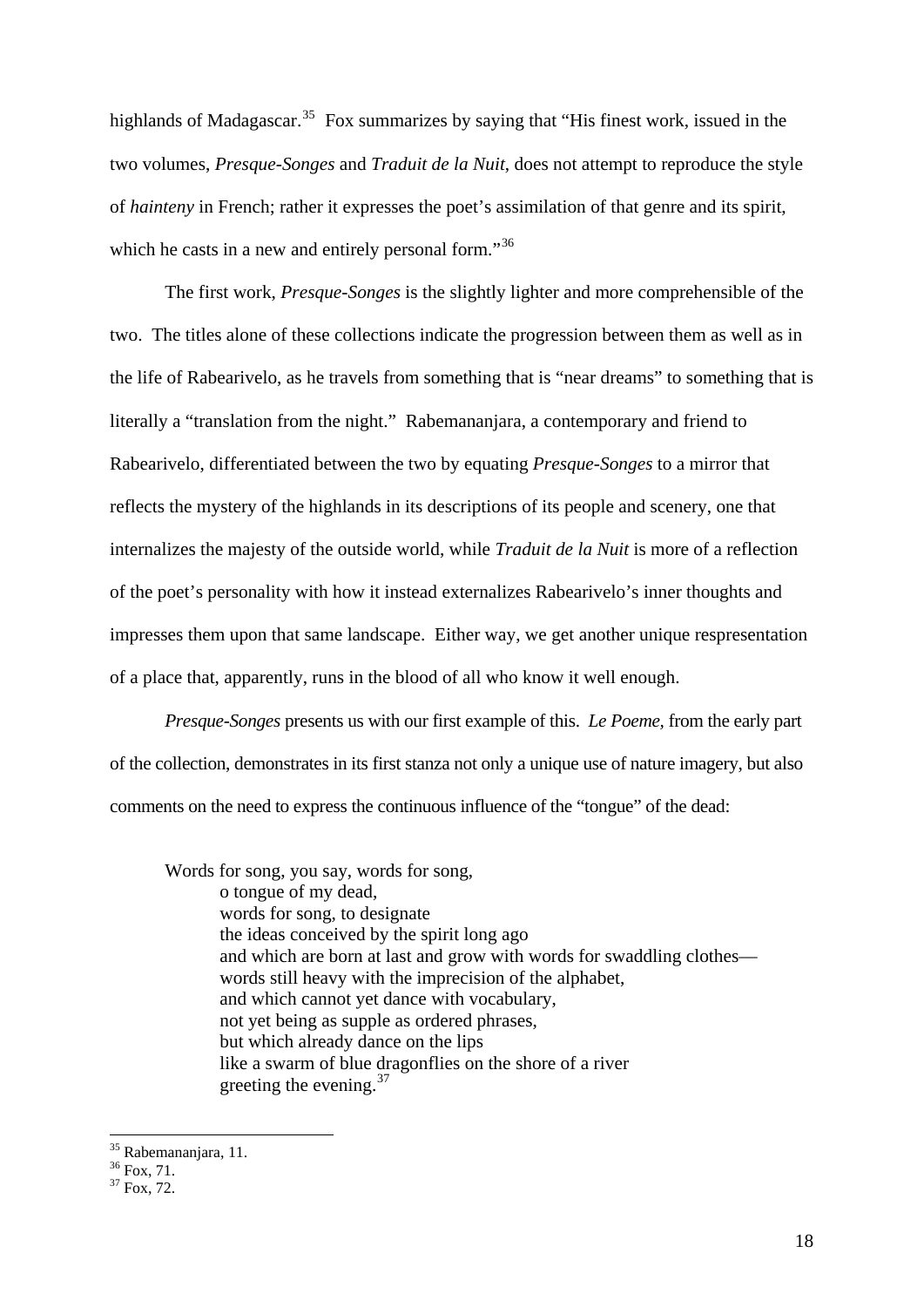highlands of Madagascar.[35] Fox summarizes by saying that "His finest work, issued in the two volumes, *Presque-Songes* and *Traduit de la Nuit*, does not attempt to reproduce the style of *hainteny* in French; rather it expresses the poet's assimilation of that genre and its spirit, which he casts in a new and entirely personal form."[36]

The first work, *Presque-Songes* is the slightly lighter and more comprehensible of the two. The titles alone of these collections indicate the progression between them as well as in the life of Rabearivelo, as he travels from something that is "near dreams" to something that is literally a "translation from the night." Rabemananjara, a contemporary and friend to Rabearivelo, differentiated between the two by equating *Presque-Songes* to a mirror that reflects the mystery of the highlands in its descriptions of its people and scenery, one that internalizes the majesty of the outside world, while *Traduit de la Nuit* is more of a reflection of the poet's personality with how it instead externalizes Rabearivelo's inner thoughts and impresses them upon that same landscape. Either way, we get another unique respresentation of a place that, apparently, runs in the blood of all who know it well enough.

*Presque-Songes* presents us with our first example of this. *Le Poeme*, from the early part of the collection, demonstrates in its first stanza not only a unique use of nature imagery, but also comments on the need to express the continuous influence of the "tongue" of the dead:

> Words for song, you say, words for song,
> o tongue of my dead,
> words for song, to designate
> the ideas conceived by the spirit long ago
> and which are born at last and grow with words for swaddling clothes—
> words still heavy with the imprecision of the alphabet,
> and which cannot yet dance with vocabulary,
> not yet being as supple as ordered phrases,
> but which already dance on the lips
> like a swarm of blue dragonflies on the shore of a river
> greeting the evening.[37]

[35] Rabemananjara, 11.
[36] Fox, 71.
[37] Fox, 72.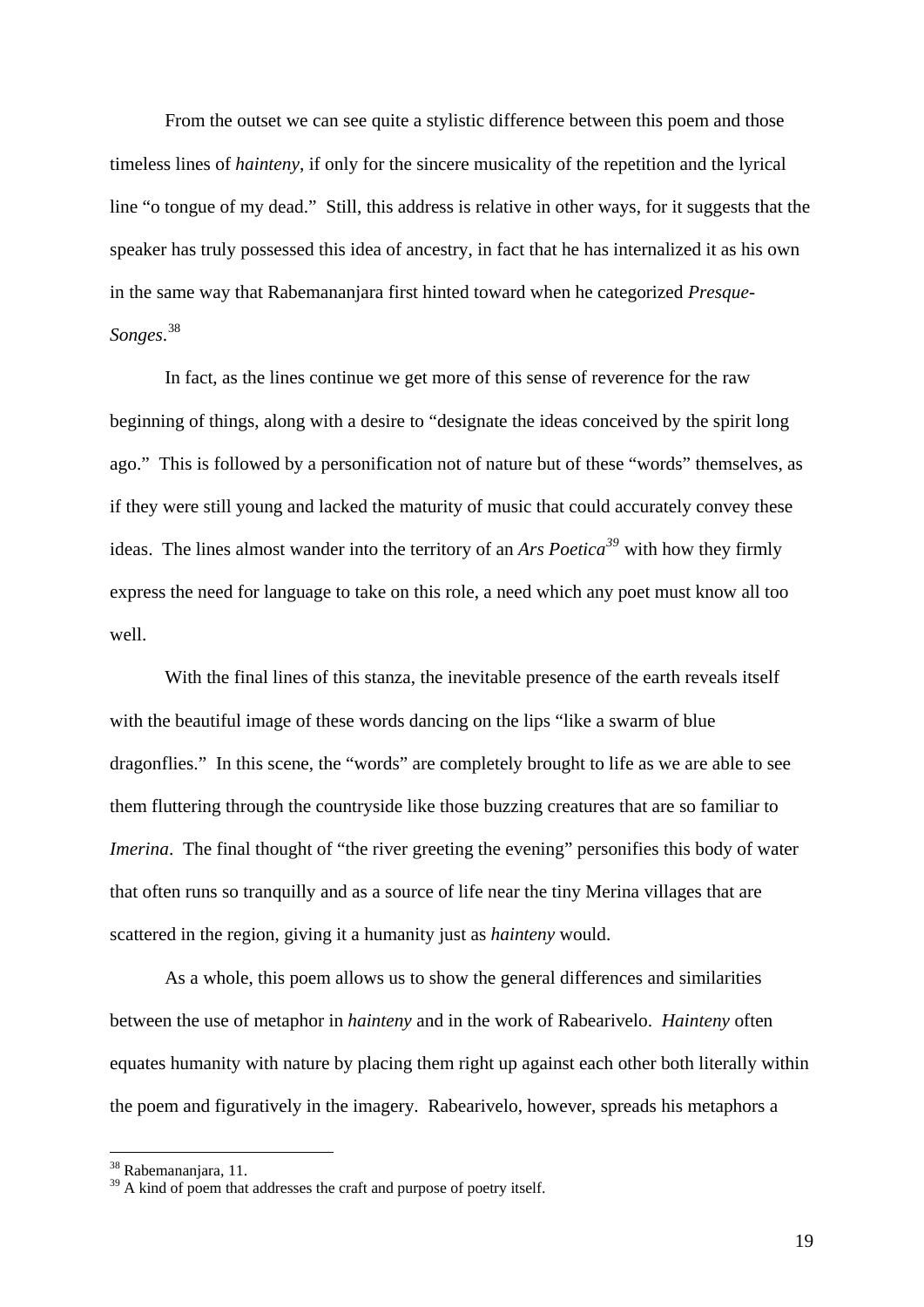From the outset we can see quite a stylistic difference between this poem and those timeless lines of *hainteny*, if only for the sincere musicality of the repetition and the lyrical line "o tongue of my dead." Still, this address is relative in other ways, for it suggests that the speaker has truly possessed this idea of ancestry, in fact that he has internalized it as his own in the same way that Rabemananjara first hinted toward when he categorized *Presque-Songes*.[38]

In fact, as the lines continue we get more of this sense of reverence for the raw beginning of things, along with a desire to "designate the ideas conceived by the spirit long ago." This is followed by a personification not of nature but of these "words" themselves, as if they were still young and lacked the maturity of music that could accurately convey these ideas. The lines almost wander into the territory of an *Ars Poetica*[39] with how they firmly express the need for language to take on this role, a need which any poet must know all too well.

With the final lines of this stanza, the inevitable presence of the earth reveals itself with the beautiful image of these words dancing on the lips "like a swarm of blue dragonflies." In this scene, the "words" are completely brought to life as we are able to see them fluttering through the countryside like those buzzing creatures that are so familiar to *Imerina*. The final thought of "the river greeting the evening" personifies this body of water that often runs so tranquilly and as a source of life near the tiny Merina villages that are scattered in the region, giving it a humanity just as *hainteny* would.

As a whole, this poem allows us to show the general differences and similarities between the use of metaphor in *hainteny* and in the work of Rabearivelo. *Hainteny* often equates humanity with nature by placing them right up against each other both literally within the poem and figuratively in the imagery. Rabearivelo, however, spreads his metaphors a

---

[38] Rabemananjara, 11.

[39] A kind of poem that addresses the craft and purpose of poetry itself.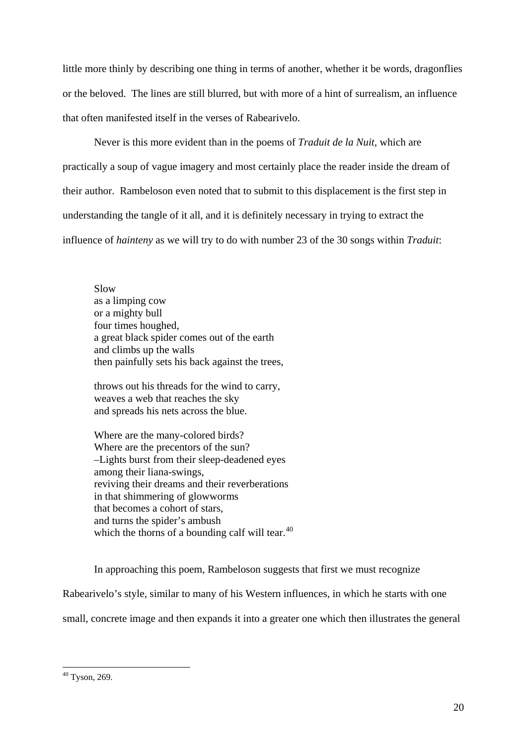little more thinly by describing one thing in terms of another, whether it be words, dragonflies or the beloved. The lines are still blurred, but with more of a hint of surrealism, an influence that often manifested itself in the verses of Rabearivelo.

Never is this more evident than in the poems of *Traduit de la Nuit*, which are practically a soup of vague imagery and most certainly place the reader inside the dream of their author. Rambeloson even noted that to submit to this displacement is the first step in understanding the tangle of it all, and it is definitely necessary in trying to extract the influence of *hainteny* as we will try to do with number 23 of the 30 songs within *Traduit*:

> Slow
> as a limping cow
> or a mighty bull
> four times houghed,
> a great black spider comes out of the earth
> and climbs up the walls
> then painfully sets his back against the trees,
>
> throws out his threads for the wind to carry,
> weaves a web that reaches the sky
> and spreads his nets across the blue.
>
> Where are the many-colored birds?
> Where are the precentors of the sun?
> –Lights burst from their sleep-deadened eyes
> among their liana-swings,
> reviving their dreams and their reverberations
> in that shimmering of glowworms
> that becomes a cohort of stars,
> and turns the spider's ambush
> which the thorns of a bounding calf will tear.[40]

In approaching this poem, Rambeloson suggests that first we must recognize Rabearivelo's style, similar to many of his Western influences, in which he starts with one small, concrete image and then expands it into a greater one which then illustrates the general

[40] Tyson, 269.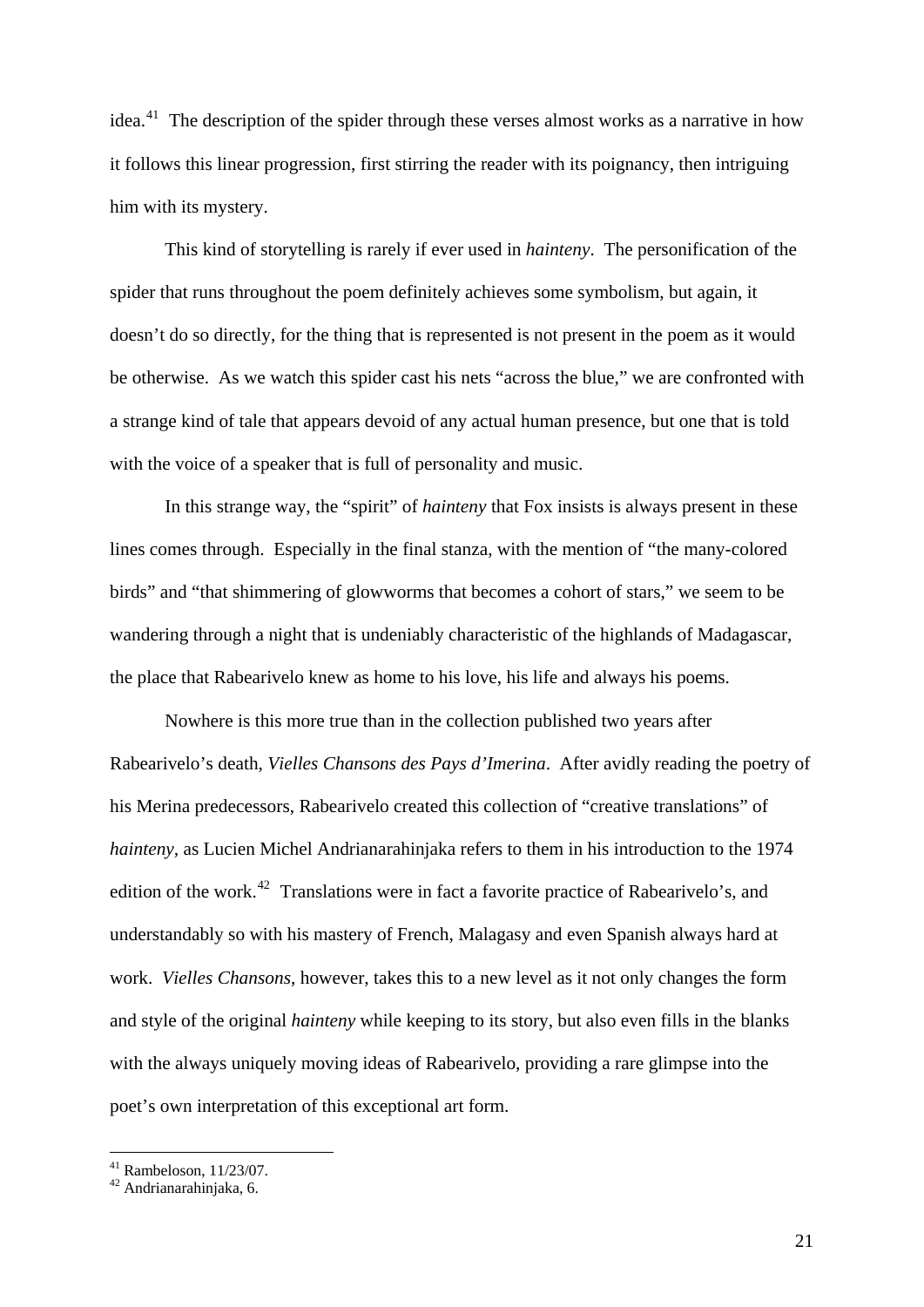idea.[41] The description of the spider through these verses almost works as a narrative in how it follows this linear progression, first stirring the reader with its poignancy, then intriguing him with its mystery.

This kind of storytelling is rarely if ever used in *hainteny*. The personification of the spider that runs throughout the poem definitely achieves some symbolism, but again, it doesn't do so directly, for the thing that is represented is not present in the poem as it would be otherwise. As we watch this spider cast his nets "across the blue," we are confronted with a strange kind of tale that appears devoid of any actual human presence, but one that is told with the voice of a speaker that is full of personality and music.

In this strange way, the "spirit" of *hainteny* that Fox insists is always present in these lines comes through. Especially in the final stanza, with the mention of "the many-colored birds" and "that shimmering of glowworms that becomes a cohort of stars," we seem to be wandering through a night that is undeniably characteristic of the highlands of Madagascar, the place that Rabearivelo knew as home to his love, his life and always his poems.

Nowhere is this more true than in the collection published two years after Rabearivelo's death, *Vielles Chansons des Pays d'Imerina*. After avidly reading the poetry of his Merina predecessors, Rabearivelo created this collection of "creative translations" of *hainteny*, as Lucien Michel Andrianarahinjaka refers to them in his introduction to the 1974 edition of the work.[42] Translations were in fact a favorite practice of Rabearivelo's, and understandably so with his mastery of French, Malagasy and even Spanish always hard at work. *Vielles Chansons*, however, takes this to a new level as it not only changes the form and style of the original *hainteny* while keeping to its story, but also even fills in the blanks with the always uniquely moving ideas of Rabearivelo, providing a rare glimpse into the poet's own interpretation of this exceptional art form.

---

[41] Rambeloson, 11/23/07.
[42] Andrianarahinjaka, 6.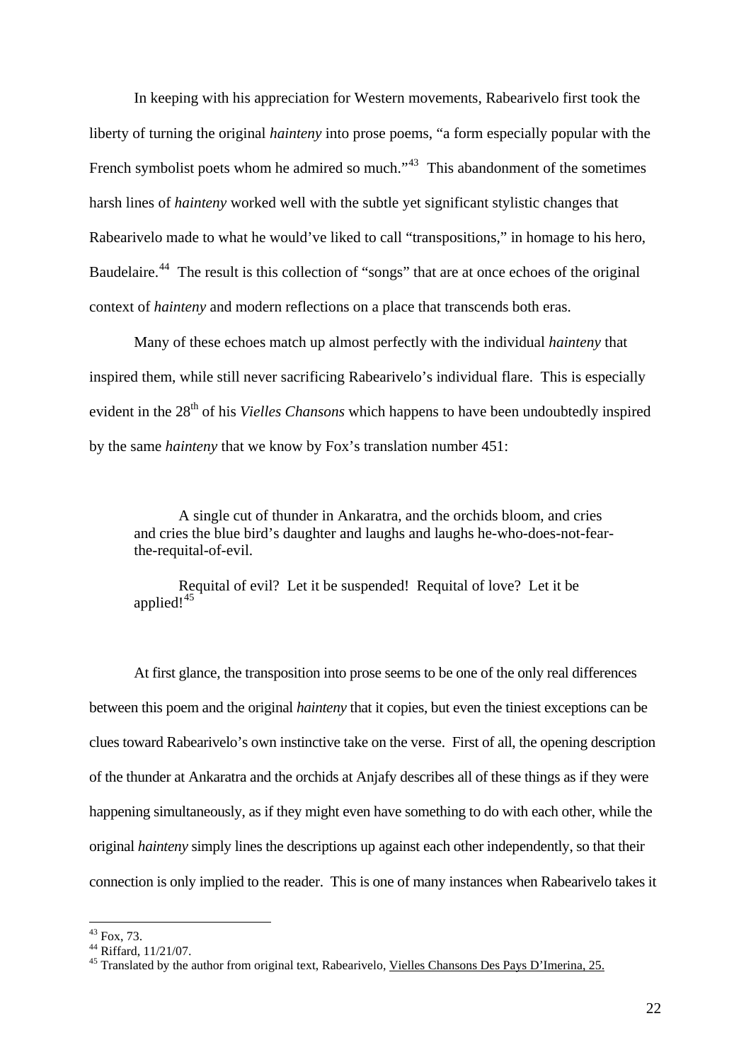In keeping with his appreciation for Western movements, Rabearivelo first took the liberty of turning the original *hainteny* into prose poems, "a form especially popular with the French symbolist poets whom he admired so much."[43] This abandonment of the sometimes harsh lines of *hainteny* worked well with the subtle yet significant stylistic changes that Rabearivelo made to what he would've liked to call "transpositions," in homage to his hero, Baudelaire.[44] The result is this collection of "songs" that are at once echoes of the original context of *hainteny* and modern reflections on a place that transcends both eras.

Many of these echoes match up almost perfectly with the individual *hainteny* that inspired them, while still never sacrificing Rabearivelo's individual flare. This is especially evident in the 28th of his *Vielles Chansons* which happens to have been undoubtedly inspired by the same *hainteny* that we know by Fox's translation number 451:

> A single cut of thunder in Ankaratra, and the orchids bloom, and cries and cries the blue bird's daughter and laughs and laughs he-who-does-not-fear-the-requital-of-evil.
>
> Requital of evil? Let it be suspended! Requital of love? Let it be applied![45]

At first glance, the transposition into prose seems to be one of the only real differences between this poem and the original *hainteny* that it copies, but even the tiniest exceptions can be clues toward Rabearivelo's own instinctive take on the verse. First of all, the opening description of the thunder at Ankaratra and the orchids at Anjafy describes all of these things as if they were happening simultaneously, as if they might even have something to do with each other, while the original *hainteny* simply lines the descriptions up against each other independently, so that their connection is only implied to the reader. This is one of many instances when Rabearivelo takes it

---

[43] Fox, 73.

[44] Riffard, 11/21/07.

[45] Translated by the author from original text, Rabearivelo, Vielles Chansons Des Pays D'Imerina, 25.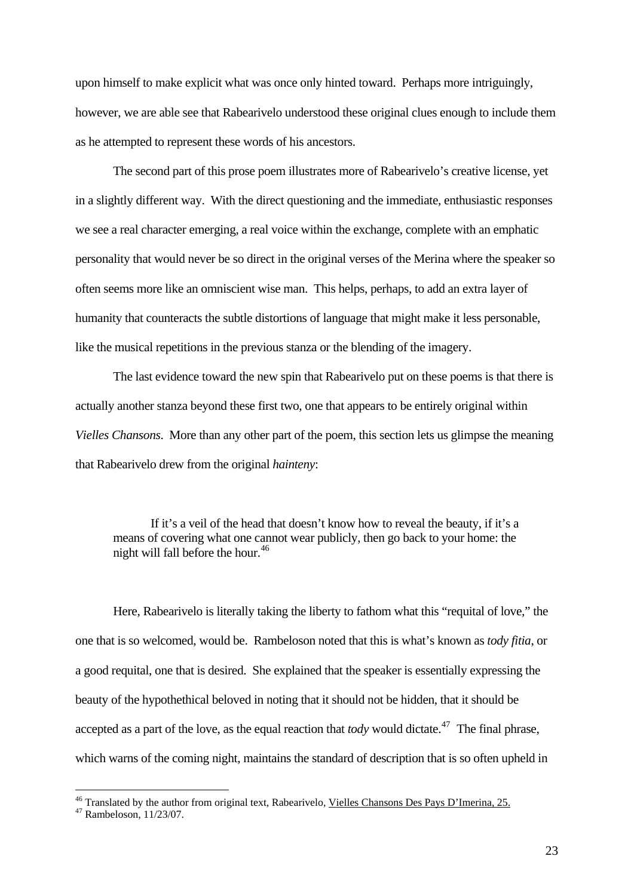upon himself to make explicit what was once only hinted toward. Perhaps more intriguingly, however, we are able see that Rabearivelo understood these original clues enough to include them as he attempted to represent these words of his ancestors.

The second part of this prose poem illustrates more of Rabearivelo's creative license, yet in a slightly different way. With the direct questioning and the immediate, enthusiastic responses we see a real character emerging, a real voice within the exchange, complete with an emphatic personality that would never be so direct in the original verses of the Merina where the speaker so often seems more like an omniscient wise man. This helps, perhaps, to add an extra layer of humanity that counteracts the subtle distortions of language that might make it less personable, like the musical repetitions in the previous stanza or the blending of the imagery.

The last evidence toward the new spin that Rabearivelo put on these poems is that there is actually another stanza beyond these first two, one that appears to be entirely original within *Vielles Chansons*. More than any other part of the poem, this section lets us glimpse the meaning that Rabearivelo drew from the original *hainteny*:

> If it's a veil of the head that doesn't know how to reveal the beauty, if it's a means of covering what one cannot wear publicly, then go back to your home: the night will fall before the hour.[46]

Here, Rabearivelo is literally taking the liberty to fathom what this "requital of love," the one that is so welcomed, would be. Rambeloson noted that this is what's known as *tody fitia*, or a good requital, one that is desired. She explained that the speaker is essentially expressing the beauty of the hypothethical beloved in noting that it should not be hidden, that it should be accepted as a part of the love, as the equal reaction that *tody* would dictate.[47] The final phrase, which warns of the coming night, maintains the standard of description that is so often upheld in

---

[46] Translated by the author from original text, Rabearivelo, Vielles Chansons Des Pays D'Imerina, 25.

[47] Rambeloson, 11/23/07.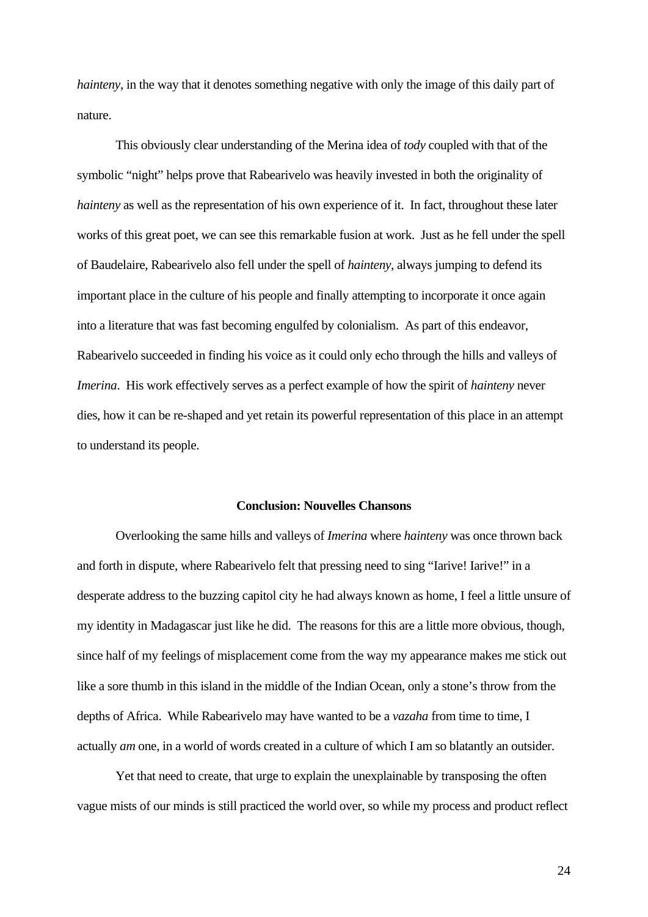*hainteny*, in the way that it denotes something negative with only the image of this daily part of nature.

This obviously clear understanding of the Merina idea of *tody* coupled with that of the symbolic "night" helps prove that Rabearivelo was heavily invested in both the originality of *hainteny* as well as the representation of his own experience of it. In fact, throughout these later works of this great poet, we can see this remarkable fusion at work. Just as he fell under the spell of Baudelaire, Rabearivelo also fell under the spell of *hainteny*, always jumping to defend its important place in the culture of his people and finally attempting to incorporate it once again into a literature that was fast becoming engulfed by colonialism. As part of this endeavor, Rabearivelo succeeded in finding his voice as it could only echo through the hills and valleys of *Imerina*. His work effectively serves as a perfect example of how the spirit of *hainteny* never dies, how it can be re-shaped and yet retain its powerful representation of this place in an attempt to understand its people.

## Conclusion: Nouvelles Chansons

Overlooking the same hills and valleys of *Imerina* where *hainteny* was once thrown back and forth in dispute, where Rabearivelo felt that pressing need to sing "Iarive! Iarive!" in a desperate address to the buzzing capitol city he had always known as home, I feel a little unsure of my identity in Madagascar just like he did. The reasons for this are a little more obvious, though, since half of my feelings of misplacement come from the way my appearance makes me stick out like a sore thumb in this island in the middle of the Indian Ocean, only a stone's throw from the depths of Africa. While Rabearivelo may have wanted to be a *vazaha* from time to time, I actually *am* one, in a world of words created in a culture of which I am so blatantly an outsider.

Yet that need to create, that urge to explain the unexplainable by transposing the often vague mists of our minds is still practiced the world over, so while my process and product reflect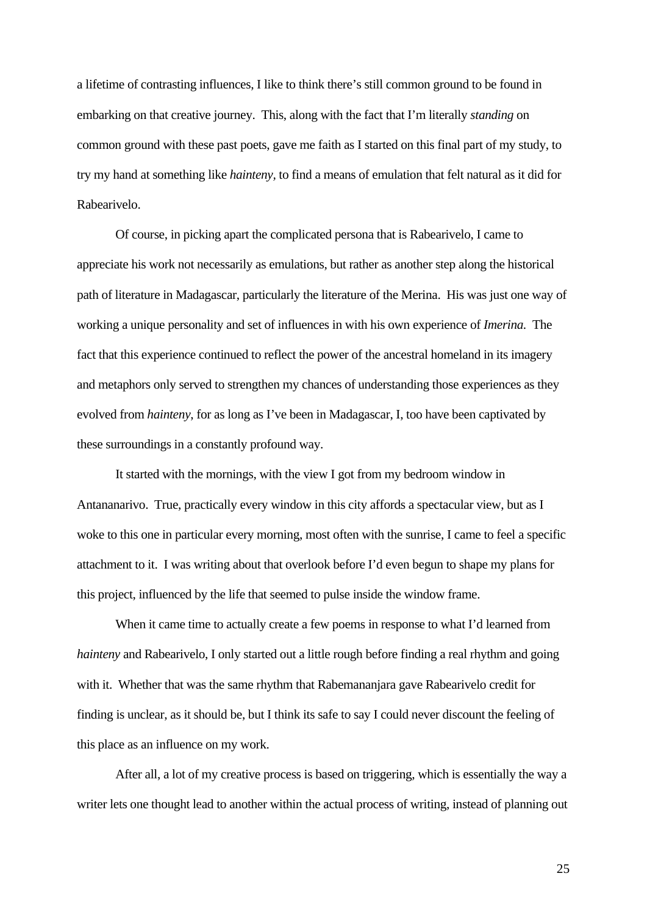a lifetime of contrasting influences, I like to think there's still common ground to be found in embarking on that creative journey. This, along with the fact that I'm literally *standing* on common ground with these past poets, gave me faith as I started on this final part of my study, to try my hand at something like *hainteny*, to find a means of emulation that felt natural as it did for Rabearivelo.

Of course, in picking apart the complicated persona that is Rabearivelo, I came to appreciate his work not necessarily as emulations, but rather as another step along the historical path of literature in Madagascar, particularly the literature of the Merina. His was just one way of working a unique personality and set of influences in with his own experience of *Imerina.* The fact that this experience continued to reflect the power of the ancestral homeland in its imagery and metaphors only served to strengthen my chances of understanding those experiences as they evolved from *hainteny*, for as long as I've been in Madagascar, I, too have been captivated by these surroundings in a constantly profound way.

It started with the mornings, with the view I got from my bedroom window in Antananarivo. True, practically every window in this city affords a spectacular view, but as I woke to this one in particular every morning, most often with the sunrise, I came to feel a specific attachment to it. I was writing about that overlook before I'd even begun to shape my plans for this project, influenced by the life that seemed to pulse inside the window frame.

When it came time to actually create a few poems in response to what I'd learned from *hainteny* and Rabearivelo, I only started out a little rough before finding a real rhythm and going with it. Whether that was the same rhythm that Rabemananjara gave Rabearivelo credit for finding is unclear, as it should be, but I think its safe to say I could never discount the feeling of this place as an influence on my work.

After all, a lot of my creative process is based on triggering, which is essentially the way a writer lets one thought lead to another within the actual process of writing, instead of planning out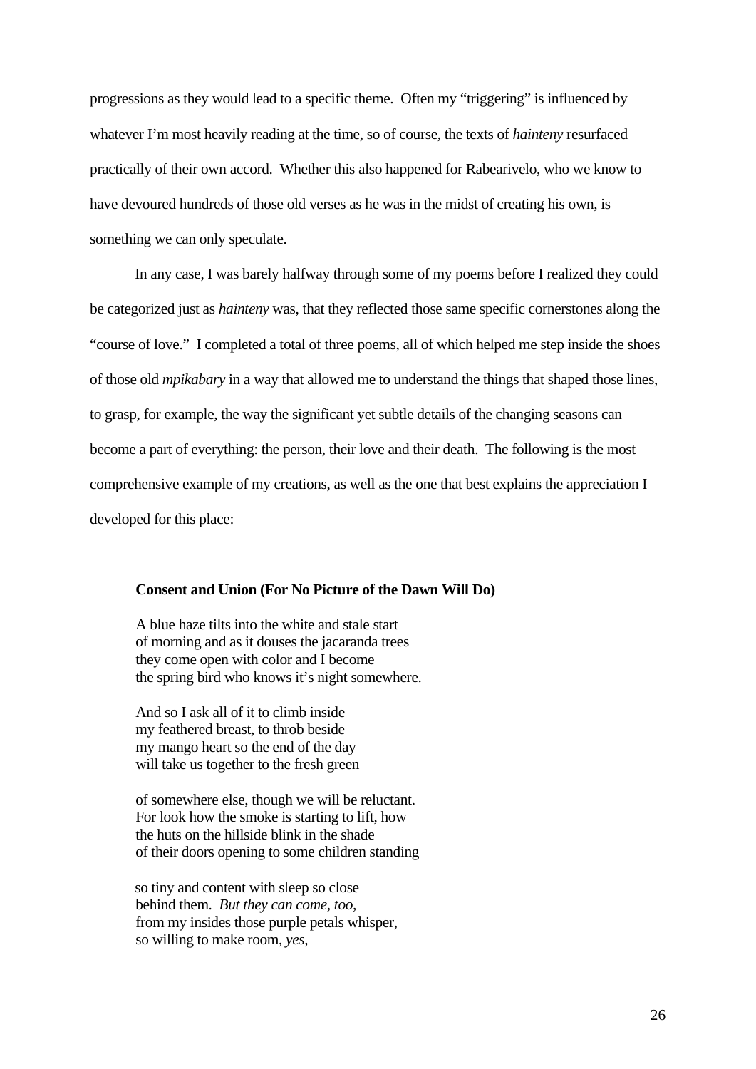progressions as they would lead to a specific theme. Often my "triggering" is influenced by whatever I'm most heavily reading at the time, so of course, the texts of *hainteny* resurfaced practically of their own accord. Whether this also happened for Rabearivelo, who we know to have devoured hundreds of those old verses as he was in the midst of creating his own, is something we can only speculate.

In any case, I was barely halfway through some of my poems before I realized they could be categorized just as *hainteny* was, that they reflected those same specific cornerstones along the "course of love." I completed a total of three poems, all of which helped me step inside the shoes of those old *mpikabary* in a way that allowed me to understand the things that shaped those lines, to grasp, for example, the way the significant yet subtle details of the changing seasons can become a part of everything: the person, their love and their death. The following is the most comprehensive example of my creations, as well as the one that best explains the appreciation I developed for this place:

**Consent and Union (For No Picture of the Dawn Will Do)**

A blue haze tilts into the white and stale start  
of morning and as it douses the jacaranda trees  
they come open with color and I become  
the spring bird who knows it's night somewhere.

And so I ask all of it to climb inside  
my feathered breast, to throb beside  
my mango heart so the end of the day  
will take us together to the fresh green

of somewhere else, though we will be reluctant.  
For look how the smoke is starting to lift, how  
the huts on the hillside blink in the shade  
of their doors opening to some children standing

so tiny and content with sleep so close  
behind them. *But they can come, too,*  
from my insides those purple petals whisper,  
so willing to make room, *yes,*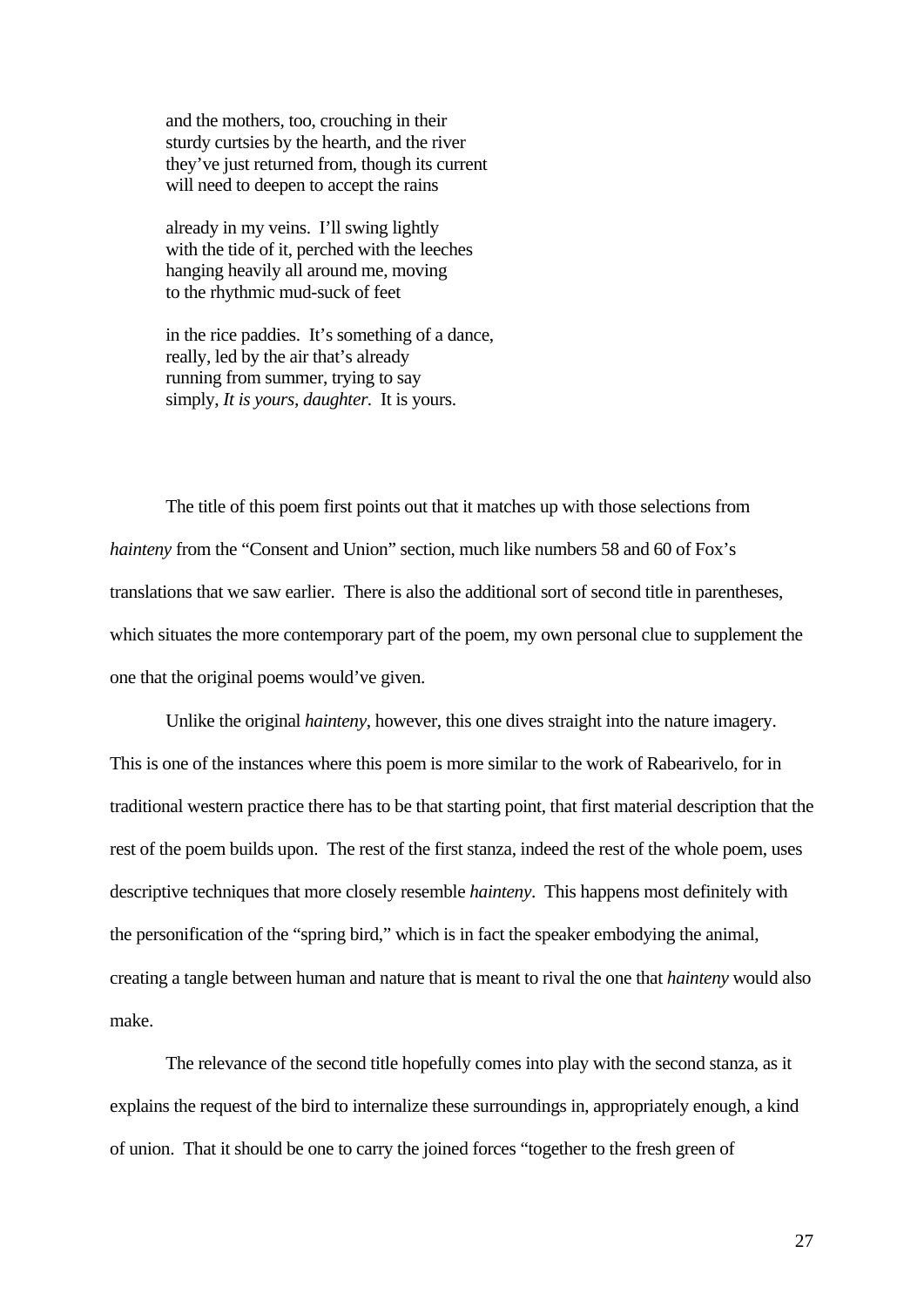and the mothers, too, crouching in their
sturdy curtsies by the hearth, and the river
they've just returned from, though its current
will need to deepen to accept the rains

already in my veins. I'll swing lightly
with the tide of it, perched with the leeches
hanging heavily all around me, moving
to the rhythmic mud-suck of feet

in the rice paddies. It's something of a dance,
really, led by the air that's already
running from summer, trying to say
simply, *It is yours, daughter.* It is yours.

The title of this poem first points out that it matches up with those selections from *hainteny* from the "Consent and Union" section, much like numbers 58 and 60 of Fox's translations that we saw earlier. There is also the additional sort of second title in parentheses, which situates the more contemporary part of the poem, my own personal clue to supplement the one that the original poems would've given.

Unlike the original *hainteny*, however, this one dives straight into the nature imagery. This is one of the instances where this poem is more similar to the work of Rabearivelo, for in traditional western practice there has to be that starting point, that first material description that the rest of the poem builds upon. The rest of the first stanza, indeed the rest of the whole poem, uses descriptive techniques that more closely resemble *hainteny*. This happens most definitely with the personification of the "spring bird," which is in fact the speaker embodying the animal, creating a tangle between human and nature that is meant to rival the one that *hainteny* would also make.

The relevance of the second title hopefully comes into play with the second stanza, as it explains the request of the bird to internalize these surroundings in, appropriately enough, a kind of union. That it should be one to carry the joined forces "together to the fresh green of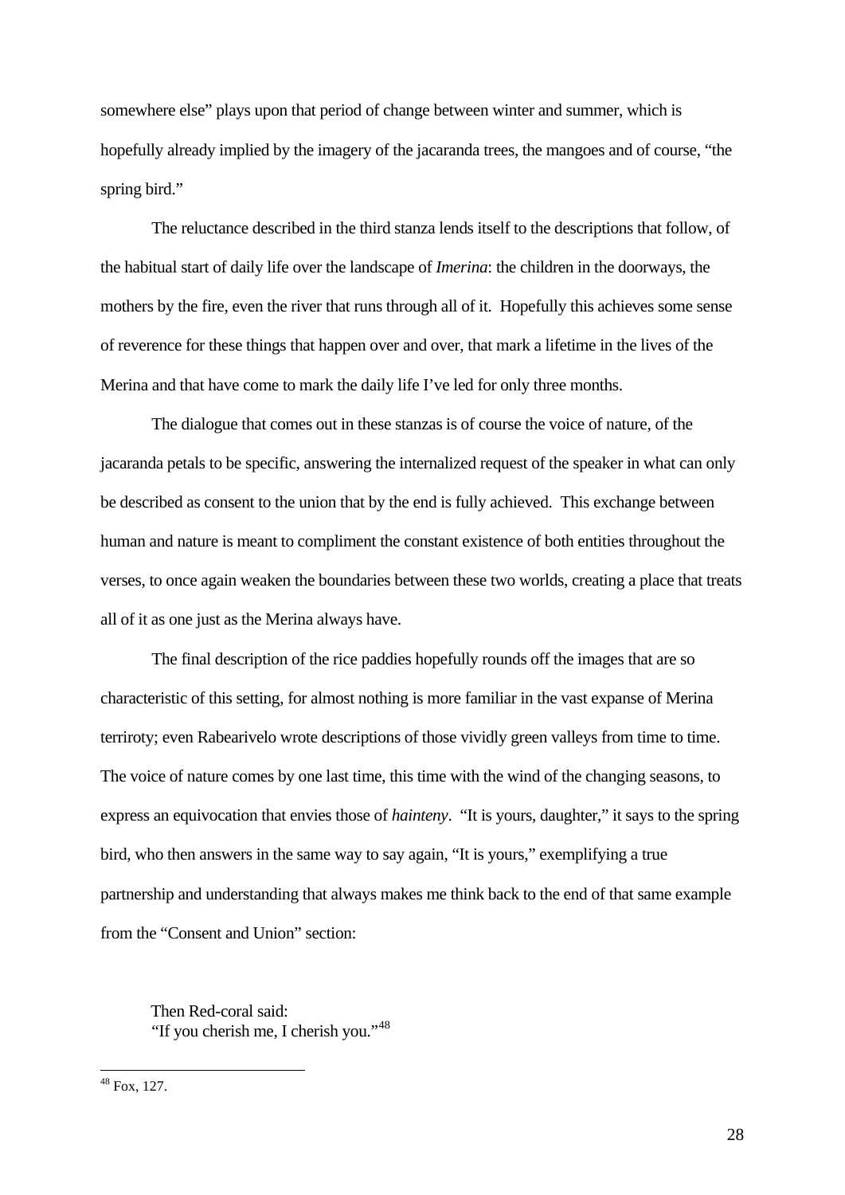somewhere else" plays upon that period of change between winter and summer, which is hopefully already implied by the imagery of the jacaranda trees, the mangoes and of course, "the spring bird."

The reluctance described in the third stanza lends itself to the descriptions that follow, of the habitual start of daily life over the landscape of *Imerina*: the children in the doorways, the mothers by the fire, even the river that runs through all of it. Hopefully this achieves some sense of reverence for these things that happen over and over, that mark a lifetime in the lives of the Merina and that have come to mark the daily life I've led for only three months.

The dialogue that comes out in these stanzas is of course the voice of nature, of the jacaranda petals to be specific, answering the internalized request of the speaker in what can only be described as consent to the union that by the end is fully achieved. This exchange between human and nature is meant to compliment the constant existence of both entities throughout the verses, to once again weaken the boundaries between these two worlds, creating a place that treats all of it as one just as the Merina always have.

The final description of the rice paddies hopefully rounds off the images that are so characteristic of this setting, for almost nothing is more familiar in the vast expanse of Merina terriroty; even Rabearivelo wrote descriptions of those vividly green valleys from time to time. The voice of nature comes by one last time, this time with the wind of the changing seasons, to express an equivocation that envies those of *hainteny*. "It is yours, daughter," it says to the spring bird, who then answers in the same way to say again, "It is yours," exemplifying a true partnership and understanding that always makes me think back to the end of that same example from the "Consent and Union" section:

> Then Red-coral said:
> "If you cherish me, I cherish you."[48]

---

[48] Fox, 127.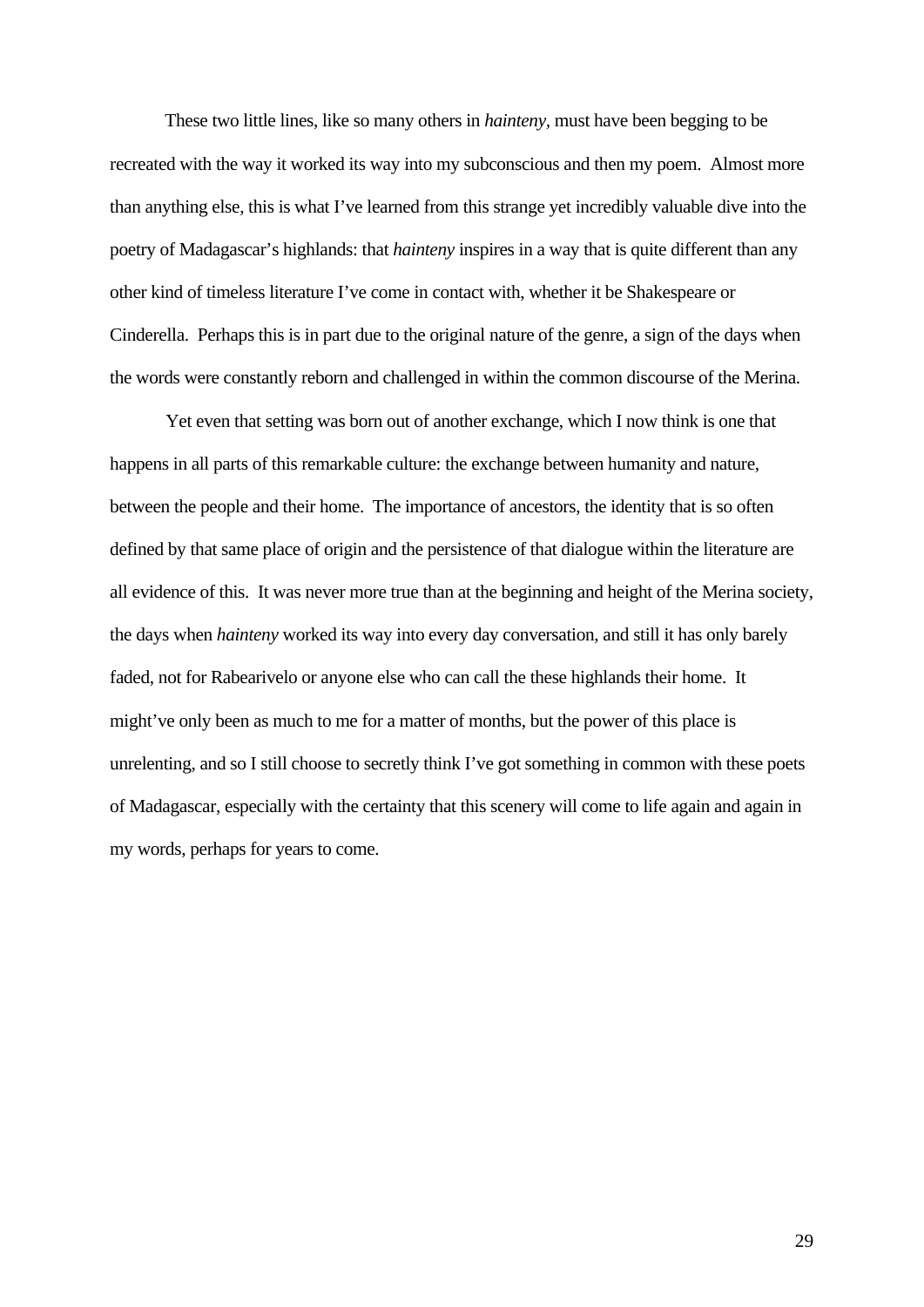These two little lines, like so many others in *hainteny*, must have been begging to be recreated with the way it worked its way into my subconscious and then my poem. Almost more than anything else, this is what I've learned from this strange yet incredibly valuable dive into the poetry of Madagascar's highlands: that *hainteny* inspires in a way that is quite different than any other kind of timeless literature I've come in contact with, whether it be Shakespeare or Cinderella. Perhaps this is in part due to the original nature of the genre, a sign of the days when the words were constantly reborn and challenged in within the common discourse of the Merina.

Yet even that setting was born out of another exchange, which I now think is one that happens in all parts of this remarkable culture: the exchange between humanity and nature, between the people and their home. The importance of ancestors, the identity that is so often defined by that same place of origin and the persistence of that dialogue within the literature are all evidence of this. It was never more true than at the beginning and height of the Merina society, the days when *hainteny* worked its way into every day conversation, and still it has only barely faded, not for Rabearivelo or anyone else who can call the these highlands their home. It might've only been as much to me for a matter of months, but the power of this place is unrelenting, and so I still choose to secretly think I've got something in common with these poets of Madagascar, especially with the certainty that this scenery will come to life again and again in my words, perhaps for years to come.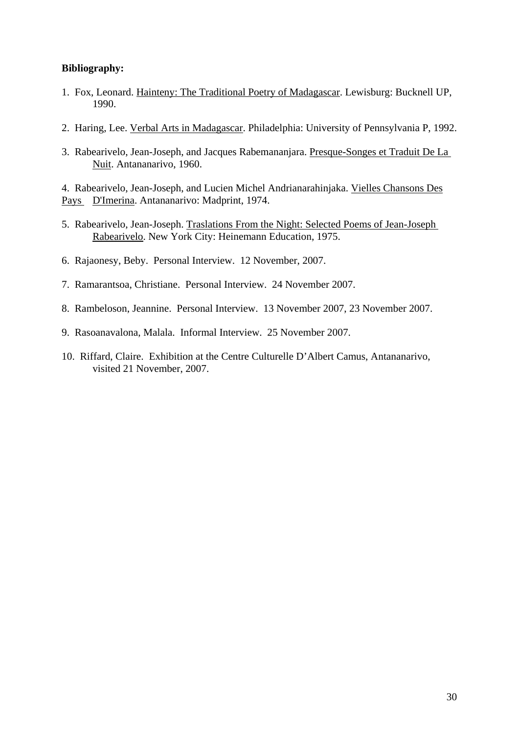**Bibliography:**

1. Fox, Leonard. Hainteny: The Traditional Poetry of Madagascar. Lewisburg: Bucknell UP, 1990.

2. Haring, Lee. Verbal Arts in Madagascar. Philadelphia: University of Pennsylvania P, 1992.

3. Rabearivelo, Jean-Joseph, and Jacques Rabemananjara. Presque-Songes et Traduit De La Nuit. Antananarivo, 1960.

4. Rabearivelo, Jean-Joseph, and Lucien Michel Andrianarahinjaka. Vielles Chansons Des Pays D'Imerina. Antananarivo: Madprint, 1974.

5. Rabearivelo, Jean-Joseph. Traslations From the Night: Selected Poems of Jean-Joseph Rabearivelo. New York City: Heinemann Education, 1975.

6. Rajaonesy, Beby. Personal Interview. 12 November, 2007.

7. Ramarantsoa, Christiane. Personal Interview. 24 November 2007.

8. Rambeloson, Jeannine. Personal Interview. 13 November 2007, 23 November 2007.

9. Rasoanavalona, Malala. Informal Interview. 25 November 2007.

10. Riffard, Claire. Exhibition at the Centre Culturelle D'Albert Camus, Antananarivo, visited 21 November, 2007.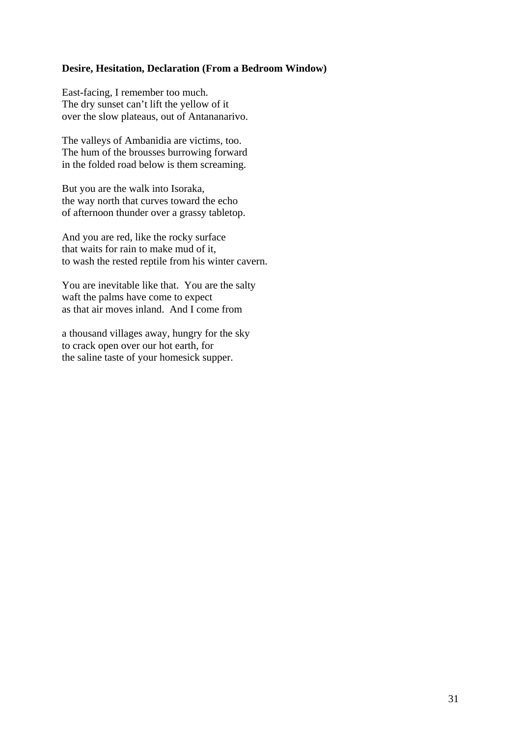**Desire, Hesitation, Declaration (From a Bedroom Window)**

East-facing, I remember too much.  
The dry sunset can't lift the yellow of it  
over the slow plateaus, out of Antananarivo.

The valleys of Ambanidia are victims, too.  
The hum of the brousses burrowing forward  
in the folded road below is them screaming.

But you are the walk into Isoraka,  
the way north that curves toward the echo  
of afternoon thunder over a grassy tabletop.

And you are red, like the rocky surface  
that waits for rain to make mud of it,  
to wash the rested reptile from his winter cavern.

You are inevitable like that.  You are the salty  
waft the palms have come to expect  
as that air moves inland.  And I come from

a thousand villages away, hungry for the sky  
to crack open over our hot earth, for  
the saline taste of your homesick supper.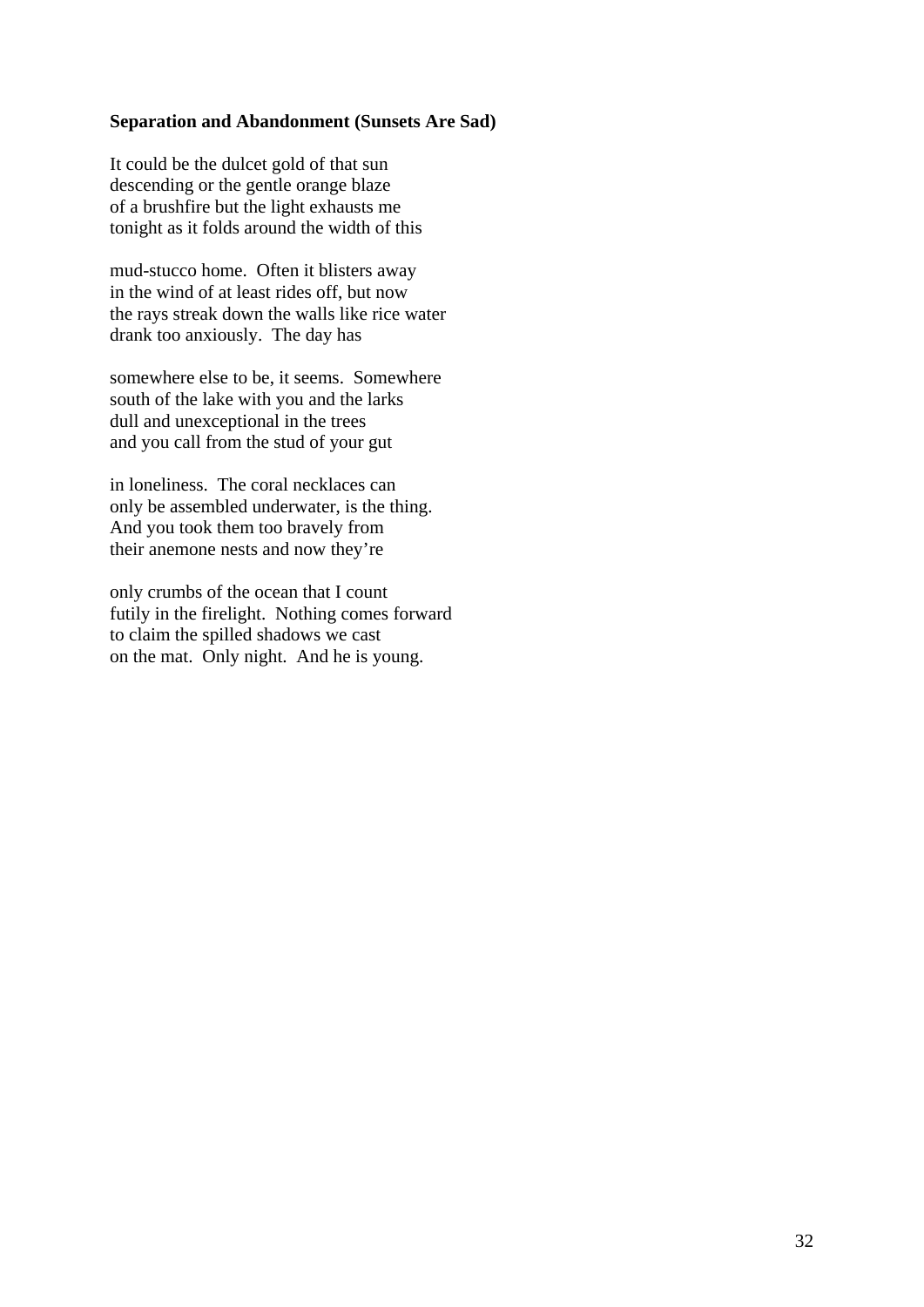**Separation and Abandonment (Sunsets Are Sad)**

It could be the dulcet gold of that sun  
descending or the gentle orange blaze  
of a brushfire but the light exhausts me  
tonight as it folds around the width of this

mud-stucco home.  Often it blisters away  
in the wind of at least rides off, but now  
the rays streak down the walls like rice water  
drank too anxiously.  The day has

somewhere else to be, it seems.  Somewhere  
south of the lake with you and the larks  
dull and unexceptional in the trees  
and you call from the stud of your gut

in loneliness.  The coral necklaces can  
only be assembled underwater, is the thing.  
And you took them too bravely from  
their anemone nests and now they're

only crumbs of the ocean that I count  
futily in the firelight.  Nothing comes forward  
to claim the spilled shadows we cast  
on the mat.  Only night.  And he is young.